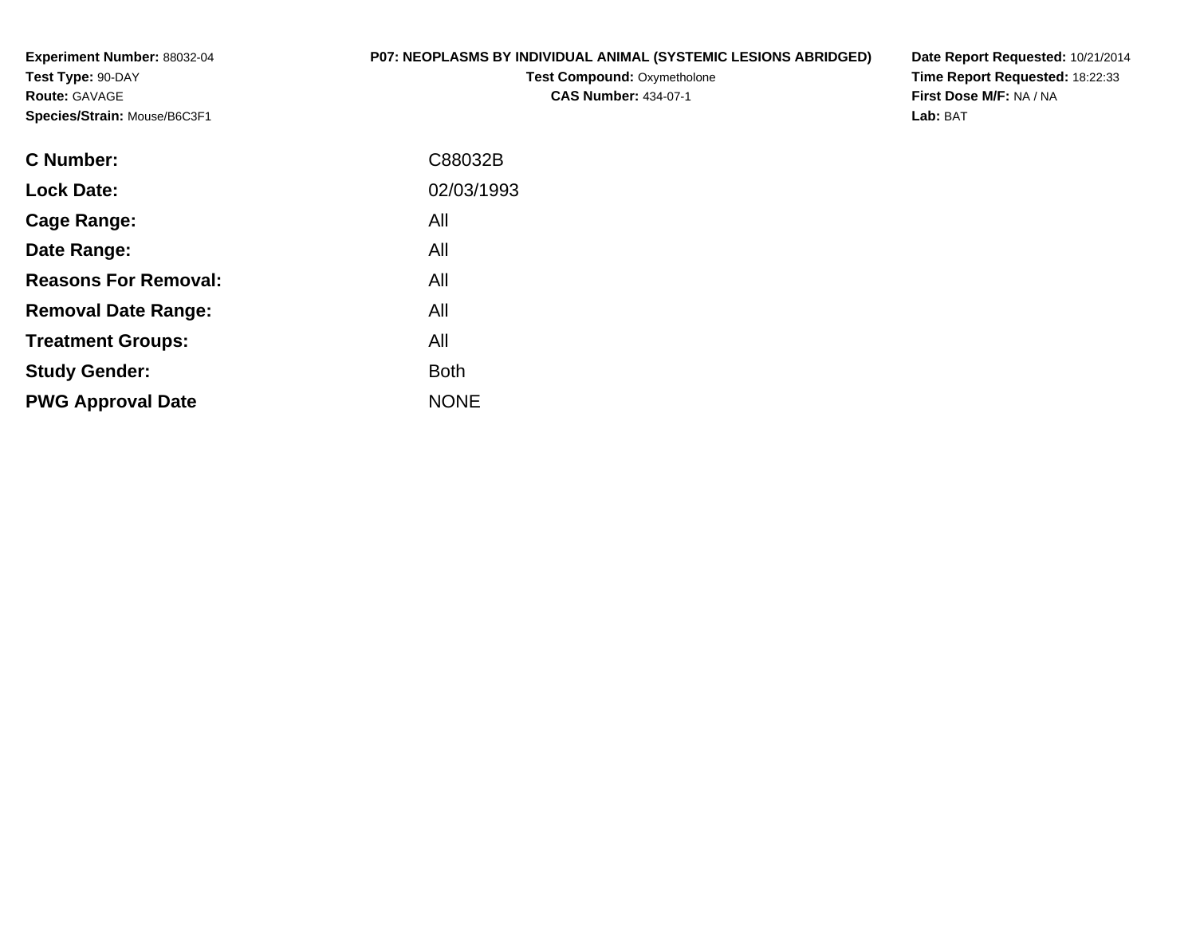**Experiment Number:** 88032-04
**Test Type:** 90-DAY
**Route:** GAVAGE
**Species/Strain:** Mouse/B6C3F1

**P07: NEOPLASMS BY INDIVIDUAL ANIMAL (SYSTEMIC LESIONS ABRIDGED)**
**Test Compound:** Oxymetholone
**CAS Number:** 434-07-1

**Date Report Requested:** 10/21/2014
**Time Report Requested:** 18:22:33
**First Dose M/F:** NA / NA
**Lab:** BAT

| | |
|---|---|
| **C Number:** | C88032B |
| **Lock Date:** | 02/03/1993 |
| **Cage Range:** | All |
| **Date Range:** | All |
| **Reasons For Removal:** | All |
| **Removal Date Range:** | All |
| **Treatment Groups:** | All |
| **Study Gender:** | Both |
| **PWG Approval Date** | NONE |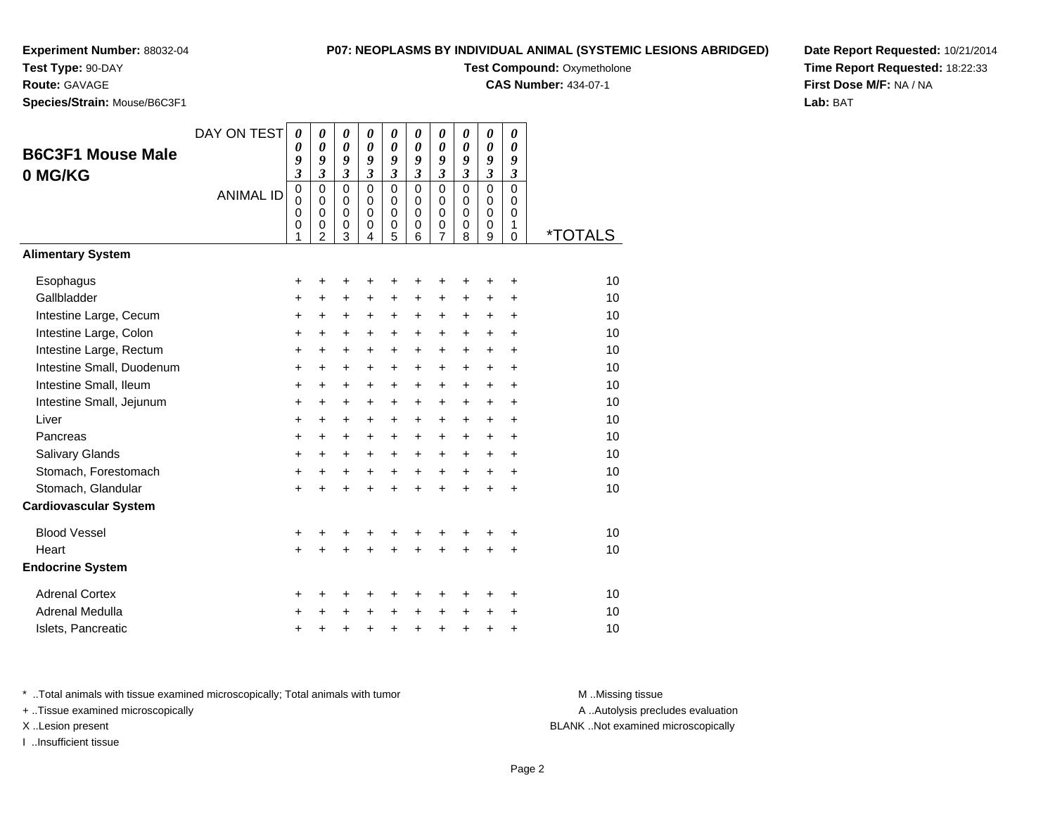**Experiment Number:** 88032-04
**Test Type:** 90-DAY
**Route:** GAVAGE
**Species/Strain:** Mouse/B6C3F1

**P07: NEOPLASMS BY INDIVIDUAL ANIMAL (SYSTEMIC LESIONS ABRIDGED)**
**Test Compound:** Oxymetholone
**CAS Number:** 434-07-1

**Date Report Requested:** 10/21/2014
**Time Report Requested:** 18:22:33
**First Dose M/F:** NA / NA
**Lab:** BAT

## B6C3F1 Mouse Male 0 MG/KG

| DAY ON TEST | 0093 | 0093 | 0093 | 0093 | 0093 | 0093 | 0093 | 0093 | 0093 | 0093 | |
|---|---|---|---|---|---|---|---|---|---|---|---|
| ANIMAL ID | 00001 | 00002 | 00003 | 00004 | 00005 | 00006 | 00007 | 00008 | 00009 | 00010 | *TOTALS |
| **Alimentary System** | | | | | | | | | | | |
| Esophagus | + | + | + | + | + | + | + | + | + | + | 10 |
| Gallbladder | + | + | + | + | + | + | + | + | + | + | 10 |
| Intestine Large, Cecum | + | + | + | + | + | + | + | + | + | + | 10 |
| Intestine Large, Colon | + | + | + | + | + | + | + | + | + | + | 10 |
| Intestine Large, Rectum | + | + | + | + | + | + | + | + | + | + | 10 |
| Intestine Small, Duodenum | + | + | + | + | + | + | + | + | + | + | 10 |
| Intestine Small, Ileum | + | + | + | + | + | + | + | + | + | + | 10 |
| Intestine Small, Jejunum | + | + | + | + | + | + | + | + | + | + | 10 |
| Liver | + | + | + | + | + | + | + | + | + | + | 10 |
| Pancreas | + | + | + | + | + | + | + | + | + | + | 10 |
| Salivary Glands | + | + | + | + | + | + | + | + | + | + | 10 |
| Stomach, Forestomach | + | + | + | + | + | + | + | + | + | + | 10 |
| Stomach, Glandular | + | + | + | + | + | + | + | + | + | + | 10 |
| **Cardiovascular System** | | | | | | | | | | | |
| Blood Vessel | + | + | + | + | + | + | + | + | + | + | 10 |
| Heart | + | + | + | + | + | + | + | + | + | + | 10 |
| **Endocrine System** | | | | | | | | | | | |
| Adrenal Cortex | + | + | + | + | + | + | + | + | + | + | 10 |
| Adrenal Medulla | + | + | + | + | + | + | + | + | + | + | 10 |
| Islets, Pancreatic | + | + | + | + | + | + | + | + | + | + | 10 |

* ..Total animals with tissue examined microscopically; Total animals with tumor
+ ..Tissue examined microscopically
X ..Lesion present
I ..Insufficient tissue

M ..Missing tissue
A ..Autolysis precludes evaluation
BLANK ..Not examined microscopically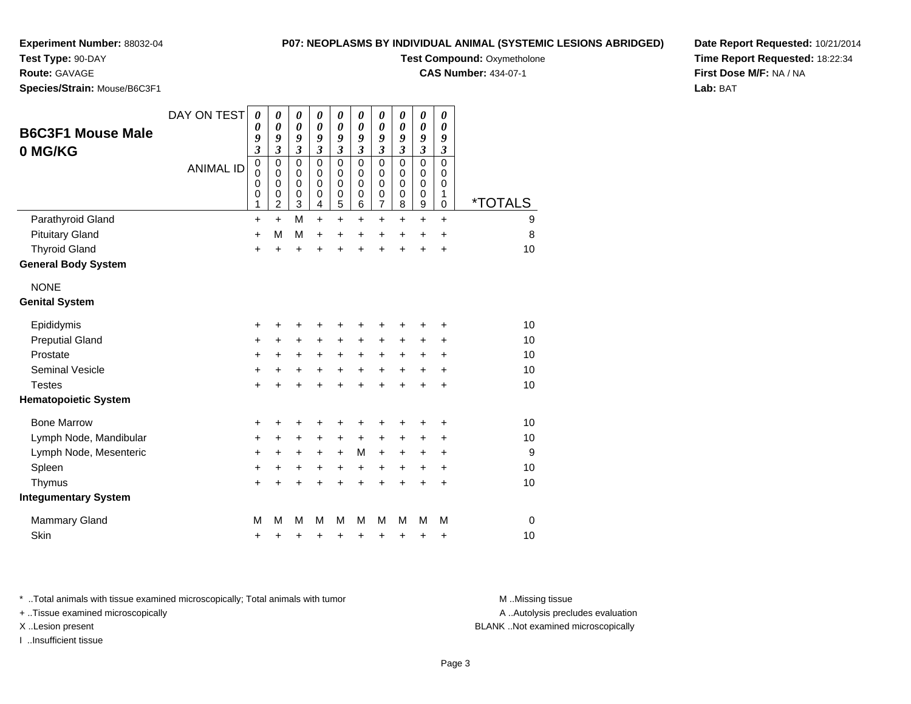**Experiment Number:** 88032-04
**Test Type:** 90-DAY
**Route:** GAVAGE
**Species/Strain:** Mouse/B6C3F1

**P07: NEOPLASMS BY INDIVIDUAL ANIMAL (SYSTEMIC LESIONS ABRIDGED)**
**Test Compound:** Oxymetholone
**CAS Number:** 434-07-1

**Date Report Requested:** 10/21/2014
**Time Report Requested:** 18:22:34
**First Dose M/F:** NA / NA
**Lab:** BAT

## B6C3F1 Mouse Male 0 MG/KG

| DAY ON TEST | 0093 | 0093 | 0093 | 0093 | 0093 | 0093 | 0093 | 0093 | 0093 | 0093 | |
|---|---|---|---|---|---|---|---|---|---|---|---|
| ANIMAL ID | 00001 | 00002 | 00003 | 00004 | 00005 | 00006 | 00007 | 00008 | 00009 | 00010 | *TOTALS |
| Parathyroid Gland | + | + | M | + | + | + | + | + | + | + | 9 |
| Pituitary Gland | + | M | M | + | + | + | + | + | + | + | 8 |
| Thyroid Gland | + | + | + | + | + | + | + | + | + | + | 10 |
| **General Body System** | | | | | | | | | | | |
| NONE | | | | | | | | | | | |
| **Genital System** | | | | | | | | | | | |
| Epididymis | + | + | + | + | + | + | + | + | + | + | 10 |
| Preputial Gland | + | + | + | + | + | + | + | + | + | + | 10 |
| Prostate | + | + | + | + | + | + | + | + | + | + | 10 |
| Seminal Vesicle | + | + | + | + | + | + | + | + | + | + | 10 |
| Testes | + | + | + | + | + | + | + | + | + | + | 10 |
| **Hematopoietic System** | | | | | | | | | | | |
| Bone Marrow | + | + | + | + | + | + | + | + | + | + | 10 |
| Lymph Node, Mandibular | + | + | + | + | + | + | + | + | + | + | 10 |
| Lymph Node, Mesenteric | + | + | + | + | + | M | + | + | + | + | 9 |
| Spleen | + | + | + | + | + | + | + | + | + | + | 10 |
| Thymus | + | + | + | + | + | + | + | + | + | + | 10 |
| **Integumentary System** | | | | | | | | | | | |
| Mammary Gland | M | M | M | M | M | M | M | M | M | M | 0 |
| Skin | + | + | + | + | + | + | + | + | + | + | 10 |

\* ..Total animals with tissue examined microscopically; Total animals with tumor
\+ ..Tissue examined microscopically
X ..Lesion present
I ..Insufficient tissue

M ..Missing tissue
A ..Autolysis precludes evaluation
BLANK ..Not examined microscopically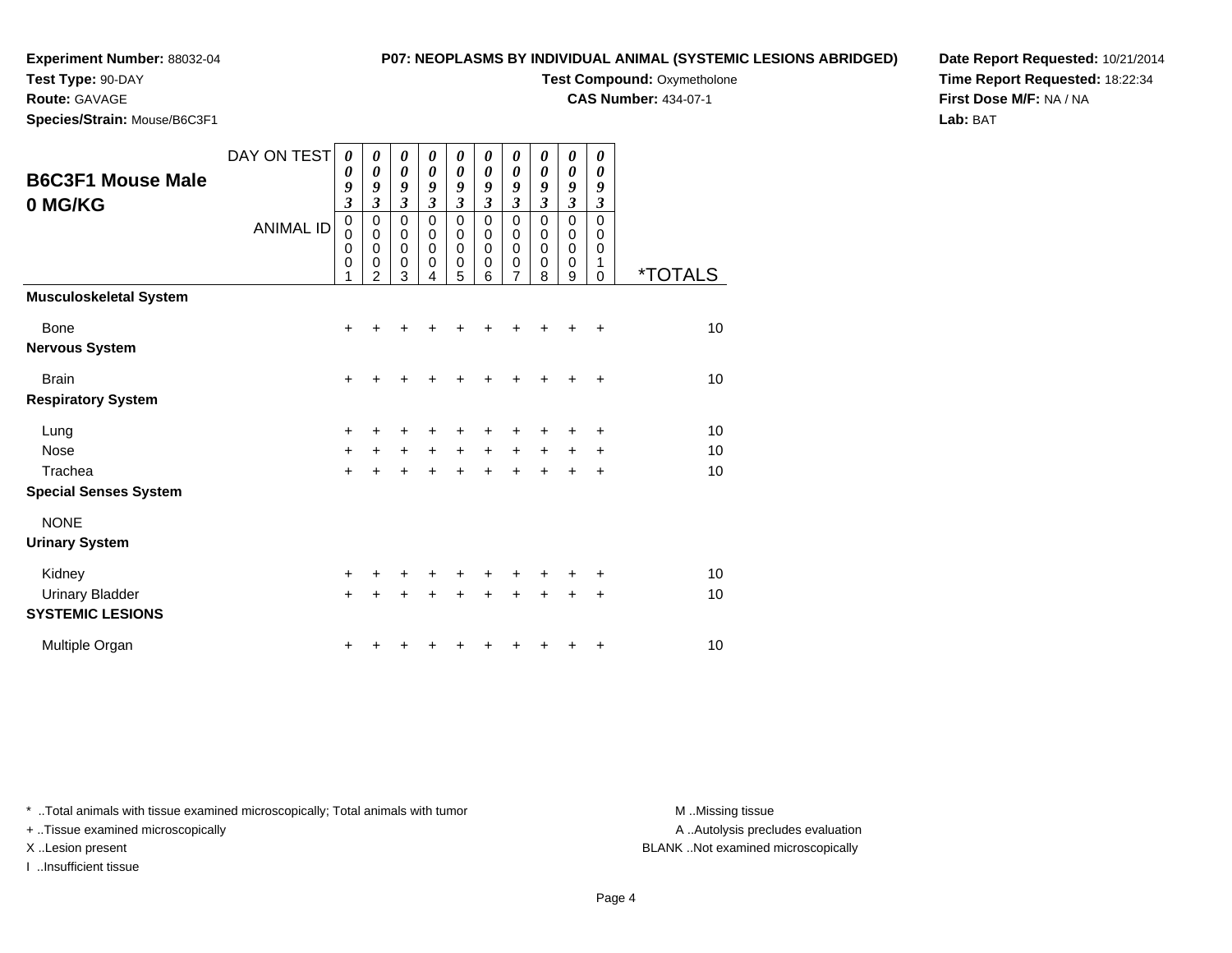**Experiment Number:** 88032-04
**Test Type:** 90-DAY
**Route:** GAVAGE
**Species/Strain:** Mouse/B6C3F1

**P07: NEOPLASMS BY INDIVIDUAL ANIMAL (SYSTEMIC LESIONS ABRIDGED)**
**Test Compound:** Oxymetholone
**CAS Number:** 434-07-1

**Date Report Requested:** 10/21/2014
**Time Report Requested:** 18:22:34
**First Dose M/F:** NA / NA
**Lab:** BAT

## B6C3F1 Mouse Male
## 0 MG/KG

| DAY ON TEST | 0093 | 0093 | 0093 | 0093 | 0093 | 0093 | 0093 | 0093 | 0093 | 0093 | |
|---|---|---|---|---|---|---|---|---|---|---|---|
| ANIMAL ID | 00001 | 00002 | 00003 | 00004 | 00005 | 00006 | 00007 | 00008 | 00009 | 00010 | *TOTALS |
| **Musculoskeletal System** | | | | | | | | | | | |
| Bone | + | + | + | + | + | + | + | + | + | + | 10 |
| **Nervous System** | | | | | | | | | | | |
| Brain | + | + | + | + | + | + | + | + | + | + | 10 |
| **Respiratory System** | | | | | | | | | | | |
| Lung | + | + | + | + | + | + | + | + | + | + | 10 |
| Nose | + | + | + | + | + | + | + | + | + | + | 10 |
| Trachea | + | + | + | + | + | + | + | + | + | + | 10 |
| **Special Senses System** | | | | | | | | | | | |
| NONE | | | | | | | | | | | |
| **Urinary System** | | | | | | | | | | | |
| Kidney | + | + | + | + | + | + | + | + | + | + | 10 |
| Urinary Bladder | + | + | + | + | + | + | + | + | + | + | 10 |
| **SYSTEMIC LESIONS** | | | | | | | | | | | |
| Multiple Organ | + | + | + | + | + | + | + | + | + | + | 10 |

* ..Total animals with tissue examined microscopically; Total animals with tumor
+ ..Tissue examined microscopically
X ..Lesion present
I ..Insufficient tissue

M ..Missing tissue
A ..Autolysis precludes evaluation
BLANK ..Not examined microscopically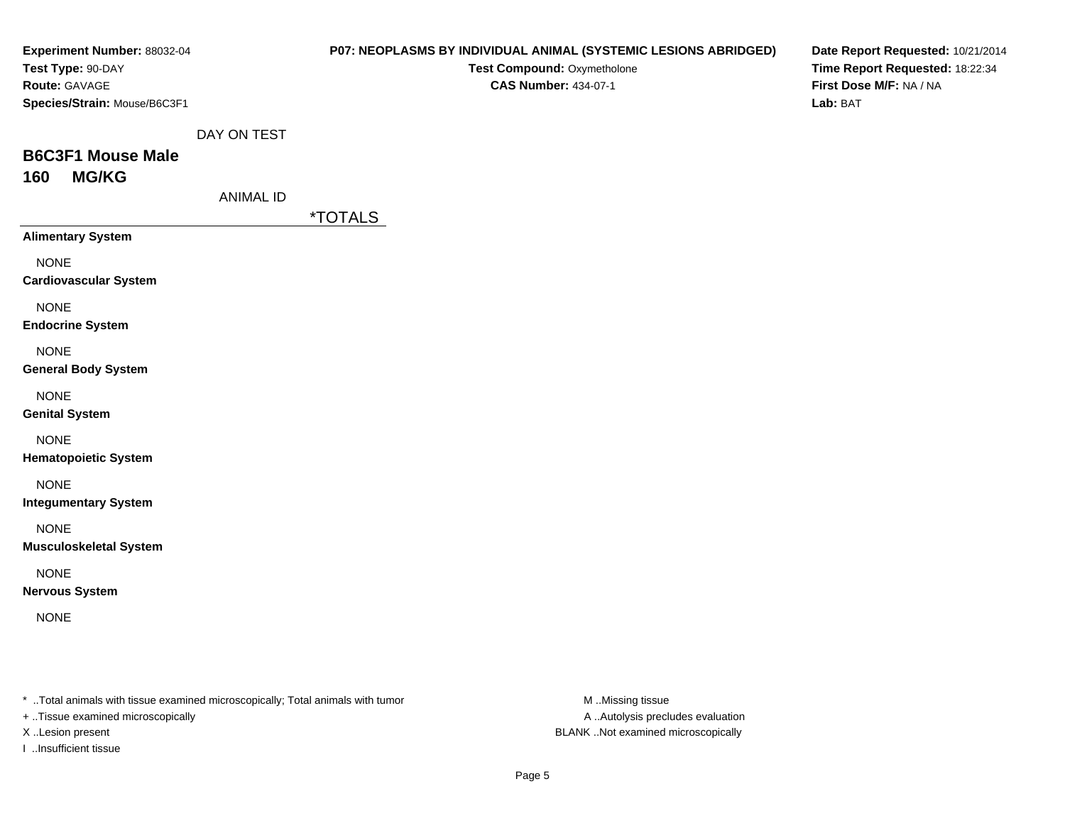**Experiment Number:** 88032-04
**Test Type:** 90-DAY
**Route:** GAVAGE
**Species/Strain:** Mouse/B6C3F1

**P07: NEOPLASMS BY INDIVIDUAL ANIMAL (SYSTEMIC LESIONS ABRIDGED)**
**Test Compound:** Oxymetholone
**CAS Number:** 434-07-1

**Date Report Requested:** 10/21/2014
**Time Report Requested:** 18:22:34
**First Dose M/F:** NA / NA
**Lab:** BAT

DAY ON TEST

## B6C3F1 Mouse Male
## 160 MG/KG

ANIMAL ID

| | *TOTALS |
|---|---|
| **Alimentary System** | |
| NONE | |
| **Cardiovascular System** | |
| NONE | |
| **Endocrine System** | |
| NONE | |
| **General Body System** | |
| NONE | |
| **Genital System** | |
| NONE | |
| **Hematopoietic System** | |
| NONE | |
| **Integumentary System** | |
| NONE | |
| **Musculoskeletal System** | |
| NONE | |
| **Nervous System** | |
| NONE | |

* ..Total animals with tissue examined microscopically; Total animals with tumor
+ ..Tissue examined microscopically
X ..Lesion present
I ..Insufficient tissue

M ..Missing tissue
A ..Autolysis precludes evaluation
BLANK ..Not examined microscopically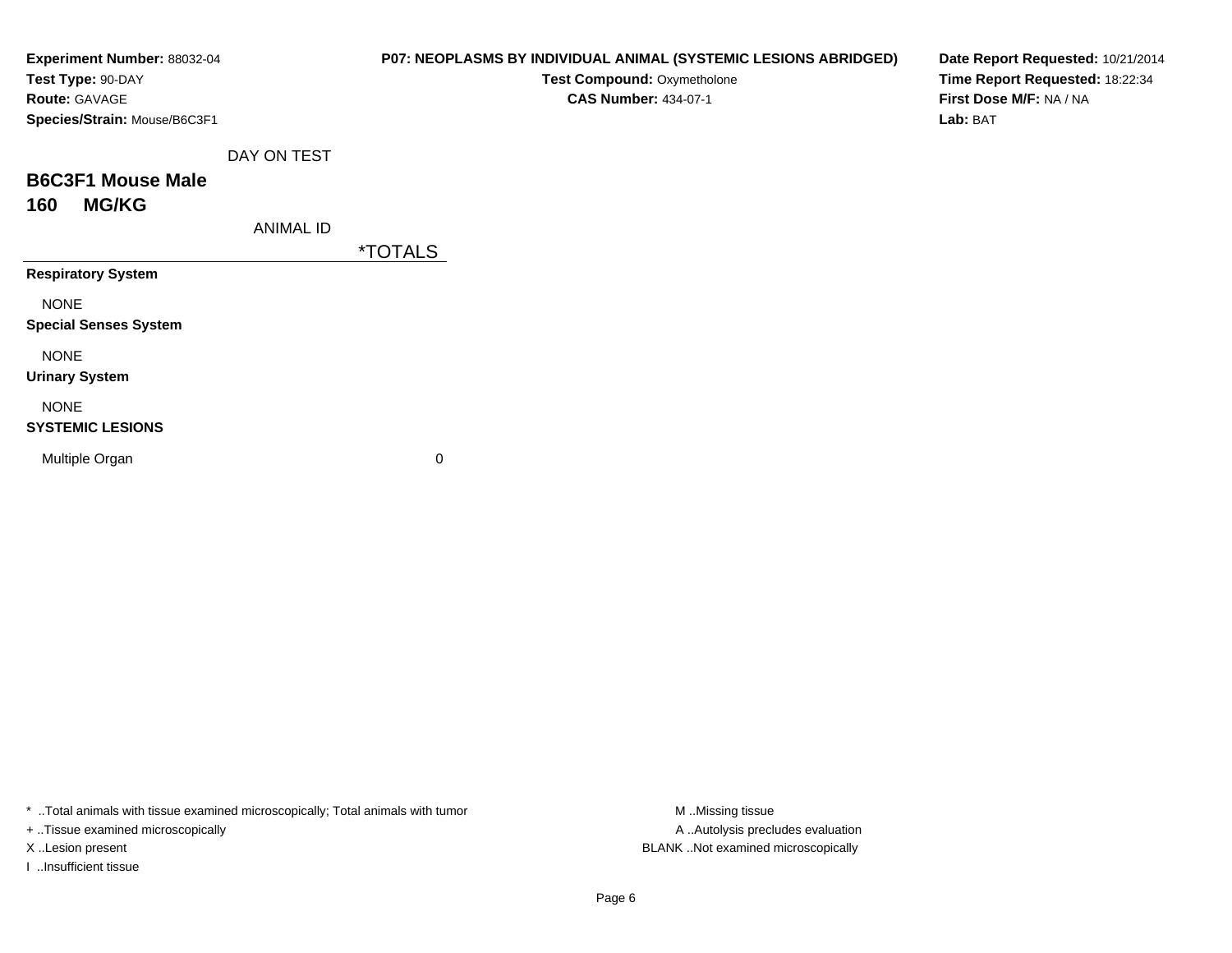**Experiment Number:** 88032-04
**Test Type:** 90-DAY
**Route:** GAVAGE
**Species/Strain:** Mouse/B6C3F1

**P07: NEOPLASMS BY INDIVIDUAL ANIMAL (SYSTEMIC LESIONS ABRIDGED)**
**Test Compound:** Oxymetholone
**CAS Number:** 434-07-1

**Date Report Requested:** 10/21/2014
**Time Report Requested:** 18:22:34
**First Dose M/F:** NA / NA
**Lab:** BAT

DAY ON TEST

## B6C3F1 Mouse Male
## 160 MG/KG

| ANIMAL ID | *TOTALS |
|---|---|
| **Respiratory System** | |
| NONE | |
| **Special Senses System** | |
| NONE | |
| **Urinary System** | |
| NONE | |
| **SYSTEMIC LESIONS** | |
| Multiple Organ | 0 |

* ..Total animals with tissue examined microscopically; Total animals with tumor
+ ..Tissue examined microscopically
X ..Lesion present
I ..Insufficient tissue

M ..Missing tissue
A ..Autolysis precludes evaluation
BLANK ..Not examined microscopically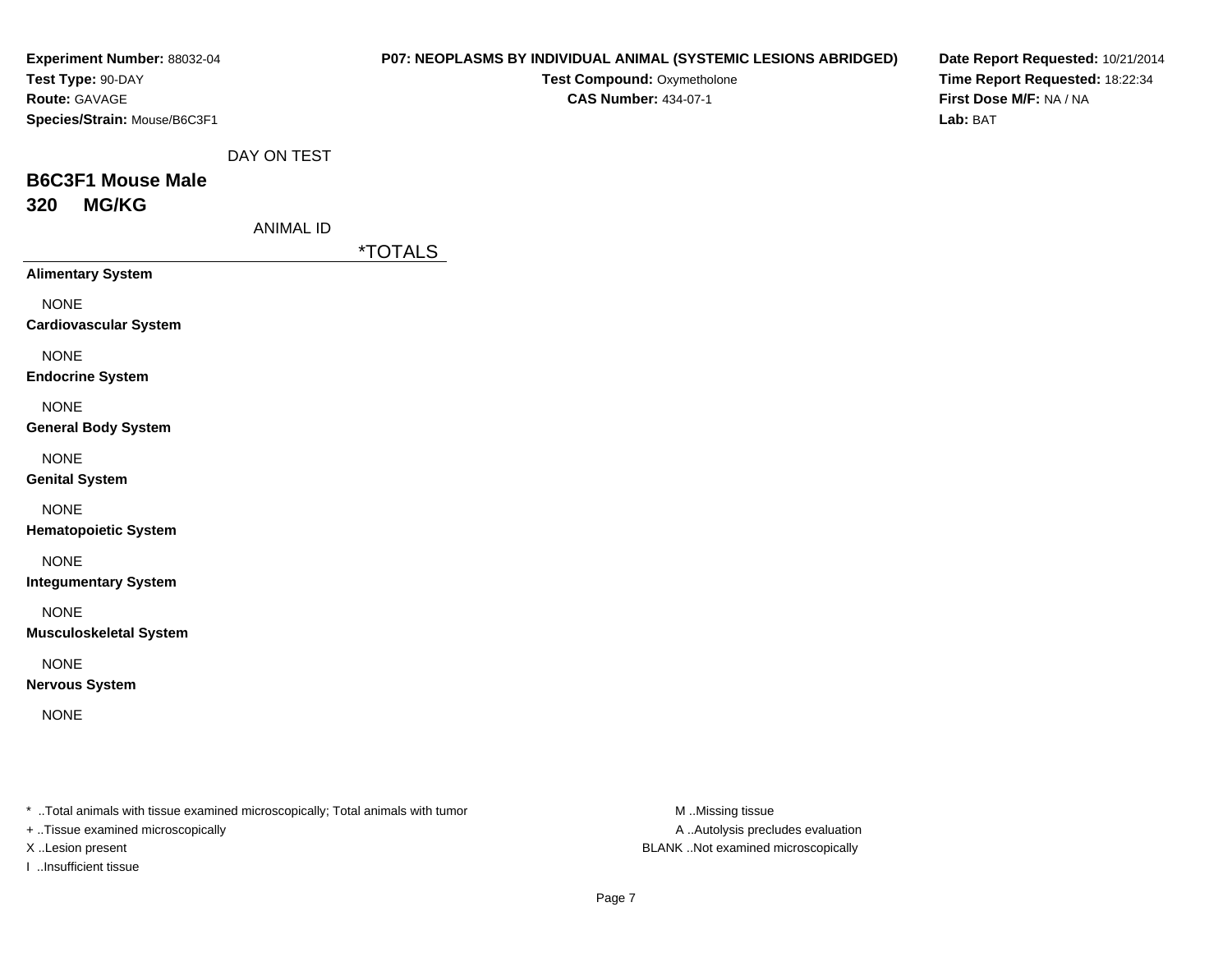**Experiment Number:** 88032-04
**Test Type:** 90-DAY
**Route:** GAVAGE
**Species/Strain:** Mouse/B6C3F1

**P07: NEOPLASMS BY INDIVIDUAL ANIMAL (SYSTEMIC LESIONS ABRIDGED)**
**Test Compound:** Oxymetholone
**CAS Number:** 434-07-1

**Date Report Requested:** 10/21/2014
**Time Report Requested:** 18:22:34
**First Dose M/F:** NA / NA
**Lab:** BAT

DAY ON TEST

## B6C3F1 Mouse Male
## 320 MG/KG

ANIMAL ID

| | *TOTALS |
|---|---|
| **Alimentary System** | |
| NONE | |
| **Cardiovascular System** | |
| NONE | |
| **Endocrine System** | |
| NONE | |
| **General Body System** | |
| NONE | |
| **Genital System** | |
| NONE | |
| **Hematopoietic System** | |
| NONE | |
| **Integumentary System** | |
| NONE | |
| **Musculoskeletal System** | |
| NONE | |
| **Nervous System** | |
| NONE | |

* ..Total animals with tissue examined microscopically; Total animals with tumor
+ ..Tissue examined microscopically
X ..Lesion present
I ..Insufficient tissue

M ..Missing tissue
A ..Autolysis precludes evaluation
BLANK ..Not examined microscopically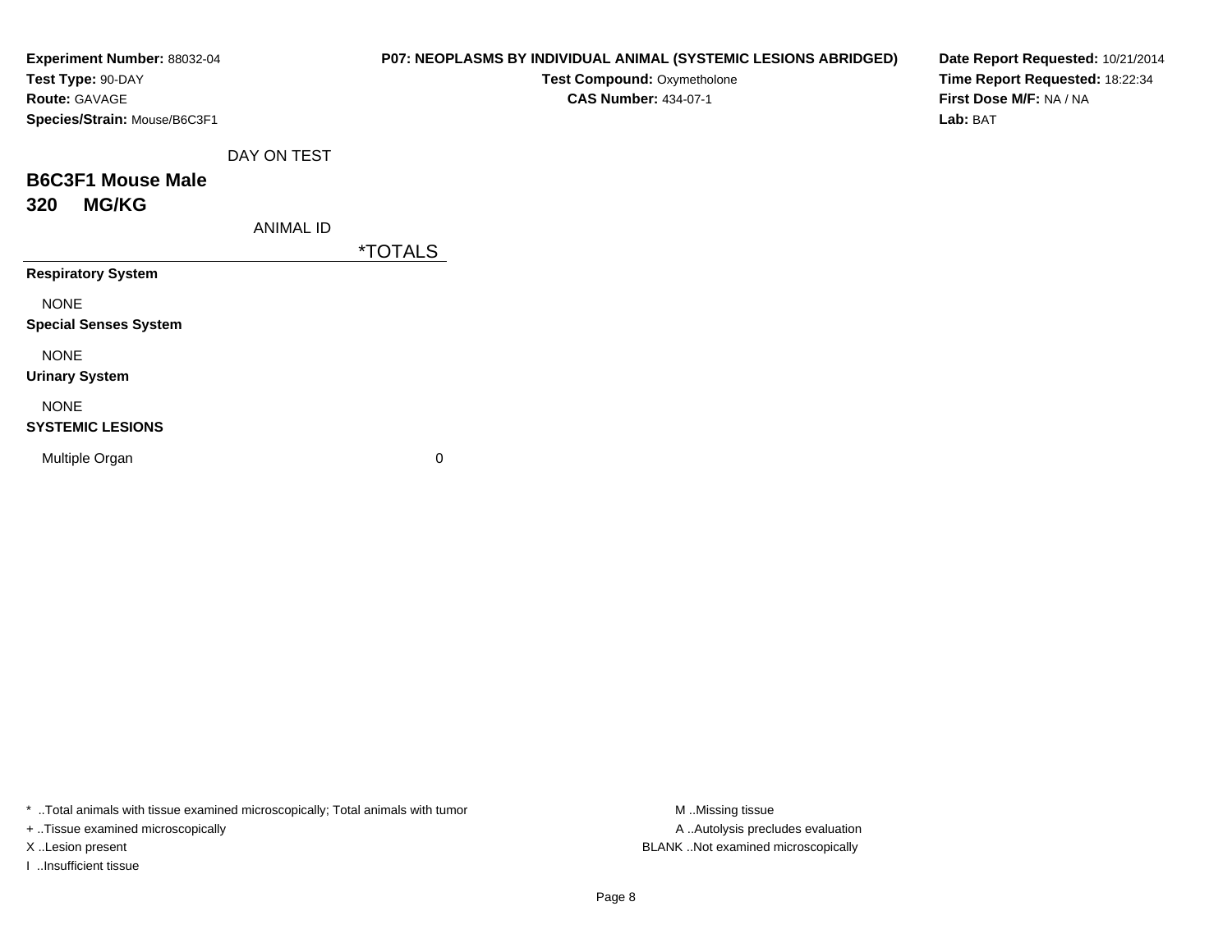**Experiment Number:** 88032-04
**Test Type:** 90-DAY
**Route:** GAVAGE
**Species/Strain:** Mouse/B6C3F1

**P07: NEOPLASMS BY INDIVIDUAL ANIMAL (SYSTEMIC LESIONS ABRIDGED)**
**Test Compound:** Oxymetholone
**CAS Number:** 434-07-1

**Date Report Requested:** 10/21/2014
**Time Report Requested:** 18:22:34
**First Dose M/F:** NA / NA
**Lab:** BAT

## B6C3F1 Mouse Male
## 320 MG/KG

| DAY ON TEST / ANIMAL ID | *TOTALS |
|---|---|
| **Respiratory System** | |
| NONE | |
| **Special Senses System** | |
| NONE | |
| **Urinary System** | |
| NONE | |
| **SYSTEMIC LESIONS** | |
| Multiple Organ | 0 |

* ..Total animals with tissue examined microscopically; Total animals with tumor
+ ..Tissue examined microscopically
X ..Lesion present
I ..Insufficient tissue

M ..Missing tissue
A ..Autolysis precludes evaluation
BLANK ..Not examined microscopically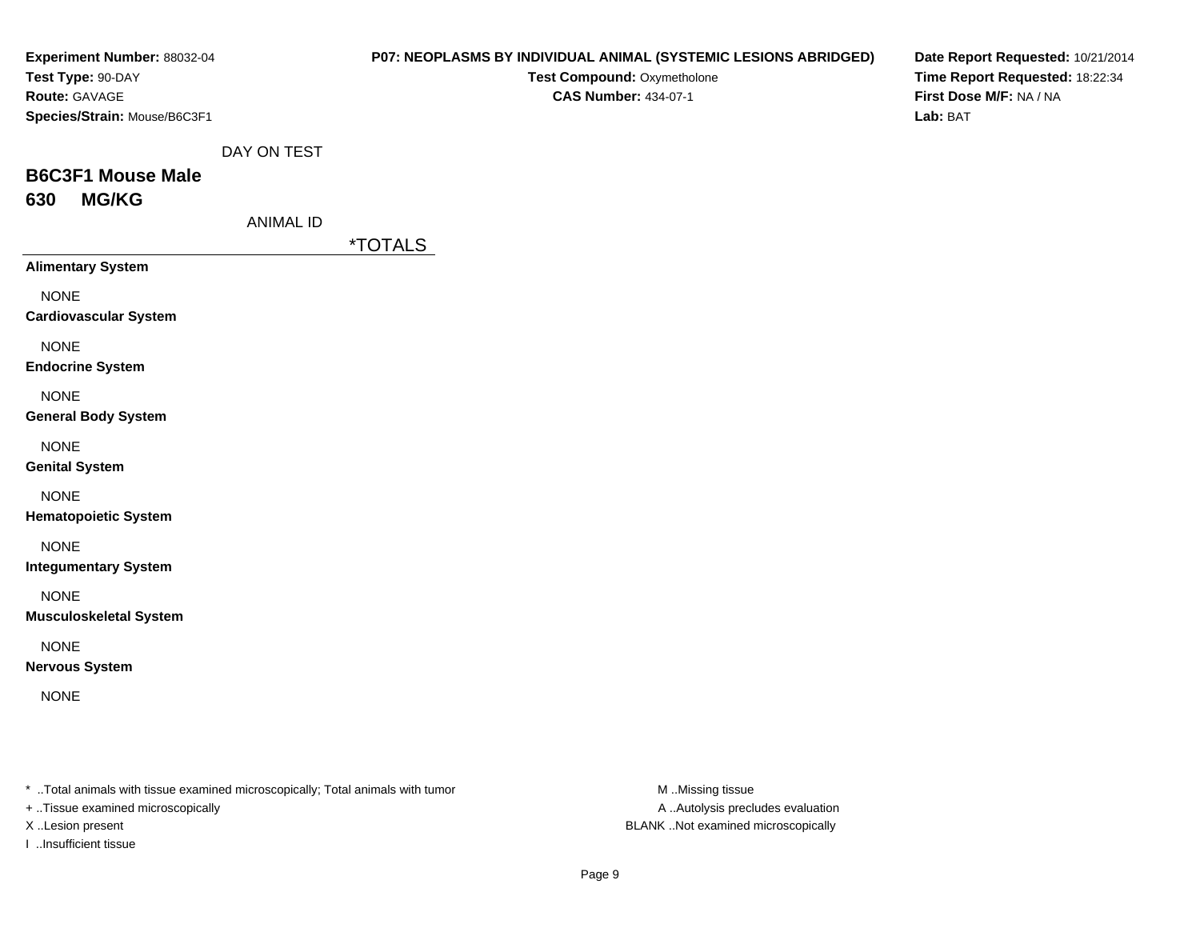**Experiment Number:** 88032-04
**Test Type:** 90-DAY
**Route:** GAVAGE
**Species/Strain:** Mouse/B6C3F1

**P07: NEOPLASMS BY INDIVIDUAL ANIMAL (SYSTEMIC LESIONS ABRIDGED)**
**Test Compound:** Oxymetholone
**CAS Number:** 434-07-1

**Date Report Requested:** 10/21/2014
**Time Report Requested:** 18:22:34
**First Dose M/F:** NA / NA
**Lab:** BAT

DAY ON TEST

## B6C3F1 Mouse Male
## 630 MG/KG

ANIMAL ID

| | *TOTALS |
|---|---|
| **Alimentary System** | |
| NONE | |
| **Cardiovascular System** | |
| NONE | |
| **Endocrine System** | |
| NONE | |
| **General Body System** | |
| NONE | |
| **Genital System** | |
| NONE | |
| **Hematopoietic System** | |
| NONE | |
| **Integumentary System** | |
| NONE | |
| **Musculoskeletal System** | |
| NONE | |
| **Nervous System** | |
| NONE | |

* ..Total animals with tissue examined microscopically; Total animals with tumor
+ ..Tissue examined microscopically
X ..Lesion present
I ..Insufficient tissue

M ..Missing tissue
A ..Autolysis precludes evaluation
BLANK ..Not examined microscopically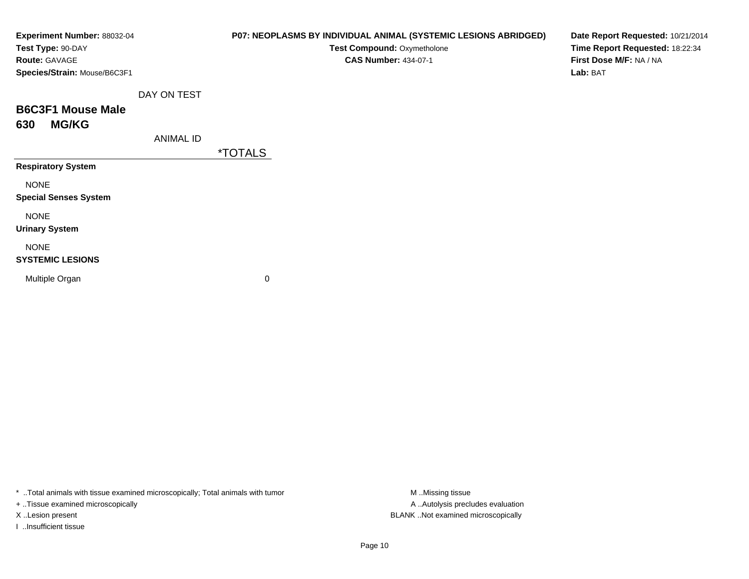**Experiment Number:** 88032-04
**Test Type:** 90-DAY
**Route:** GAVAGE
**Species/Strain:** Mouse/B6C3F1

**P07: NEOPLASMS BY INDIVIDUAL ANIMAL (SYSTEMIC LESIONS ABRIDGED)**
**Test Compound:** Oxymetholone
**CAS Number:** 434-07-1

**Date Report Requested:** 10/21/2014
**Time Report Requested:** 18:22:34
**First Dose M/F:** NA / NA
**Lab:** BAT

DAY ON TEST

## B6C3F1 Mouse Male
## 630 MG/KG

ANIMAL ID

| | *TOTALS |
|---|---|
| **Respiratory System** | |
| NONE | |
| **Special Senses System** | |
| NONE | |
| **Urinary System** | |
| NONE | |
| **SYSTEMIC LESIONS** | |
| Multiple Organ | 0 |

* ..Total animals with tissue examined microscopically; Total animals with tumor
+ ..Tissue examined microscopically
X ..Lesion present
I ..Insufficient tissue

M ..Missing tissue
A ..Autolysis precludes evaluation
BLANK ..Not examined microscopically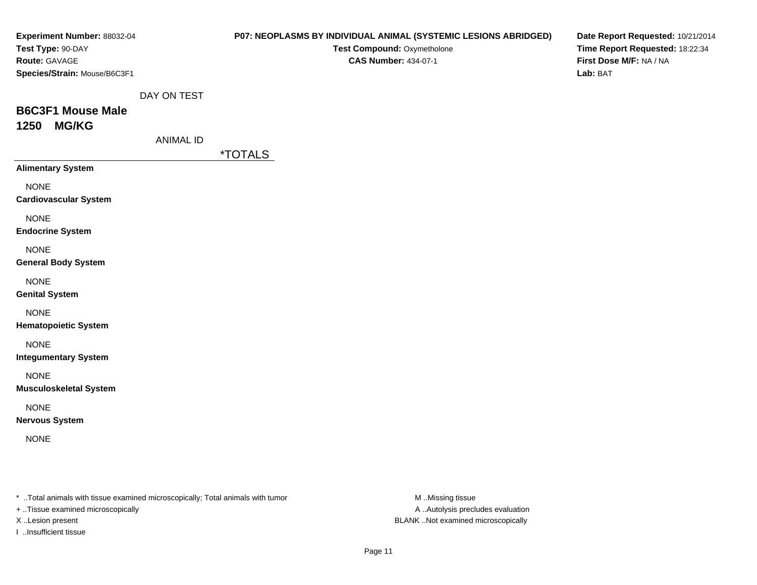**Experiment Number:** 88032-04
**Test Type:** 90-DAY
**Route:** GAVAGE
**Species/Strain:** Mouse/B6C3F1

**P07: NEOPLASMS BY INDIVIDUAL ANIMAL (SYSTEMIC LESIONS ABRIDGED)**
**Test Compound:** Oxymetholone
**CAS Number:** 434-07-1

**Date Report Requested:** 10/21/2014
**Time Report Requested:** 18:22:34
**First Dose M/F:** NA / NA
**Lab:** BAT

DAY ON TEST

## B6C3F1 Mouse Male
## 1250 MG/KG

ANIMAL ID

| | *TOTALS |
|---|---|
| **Alimentary System** | |
| NONE | |
| **Cardiovascular System** | |
| NONE | |
| **Endocrine System** | |
| NONE | |
| **General Body System** | |
| NONE | |
| **Genital System** | |
| NONE | |
| **Hematopoietic System** | |
| NONE | |
| **Integumentary System** | |
| NONE | |
| **Musculoskeletal System** | |
| NONE | |
| **Nervous System** | |
| NONE | |

* ..Total animals with tissue examined microscopically; Total animals with tumor
+ ..Tissue examined microscopically
X ..Lesion present
I ..Insufficient tissue

M ..Missing tissue
A ..Autolysis precludes evaluation
BLANK ..Not examined microscopically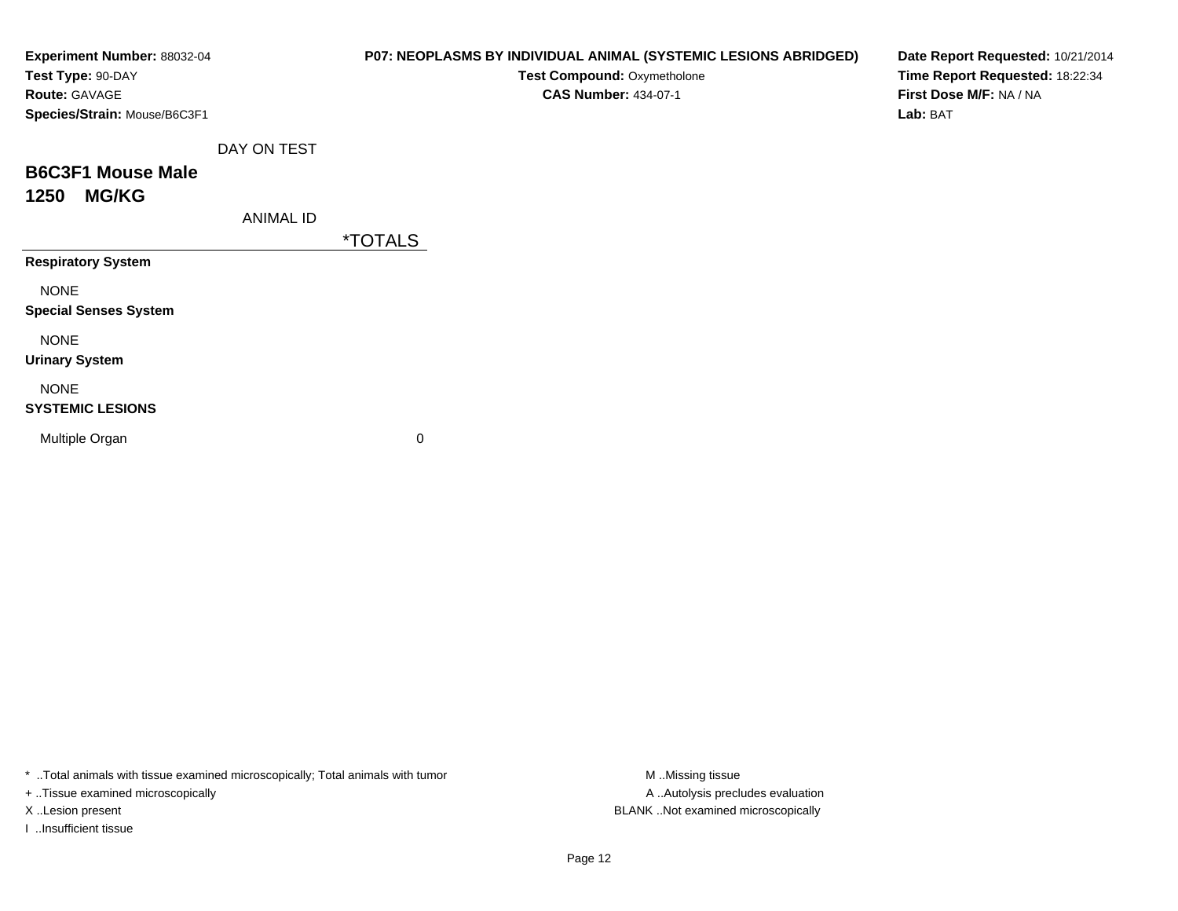**Experiment Number:** 88032-04
**Test Type:** 90-DAY
**Route:** GAVAGE
**Species/Strain:** Mouse/B6C3F1

**P07: NEOPLASMS BY INDIVIDUAL ANIMAL (SYSTEMIC LESIONS ABRIDGED)**
**Test Compound:** Oxymetholone
**CAS Number:** 434-07-1

**Date Report Requested:** 10/21/2014
**Time Report Requested:** 18:22:34
**First Dose M/F:** NA / NA
**Lab:** BAT

## B6C3F1 Mouse Male
## 1250 MG/KG

| DAY ON TEST / ANIMAL ID | *TOTALS |
|---|---|
| **Respiratory System** | |
| NONE | |
| **Special Senses System** | |
| NONE | |
| **Urinary System** | |
| NONE | |
| **SYSTEMIC LESIONS** | |
| Multiple Organ | 0 |

* ..Total animals with tissue examined microscopically; Total animals with tumor
+ ..Tissue examined microscopically
X ..Lesion present
I ..Insufficient tissue

M ..Missing tissue
A ..Autolysis precludes evaluation
BLANK ..Not examined microscopically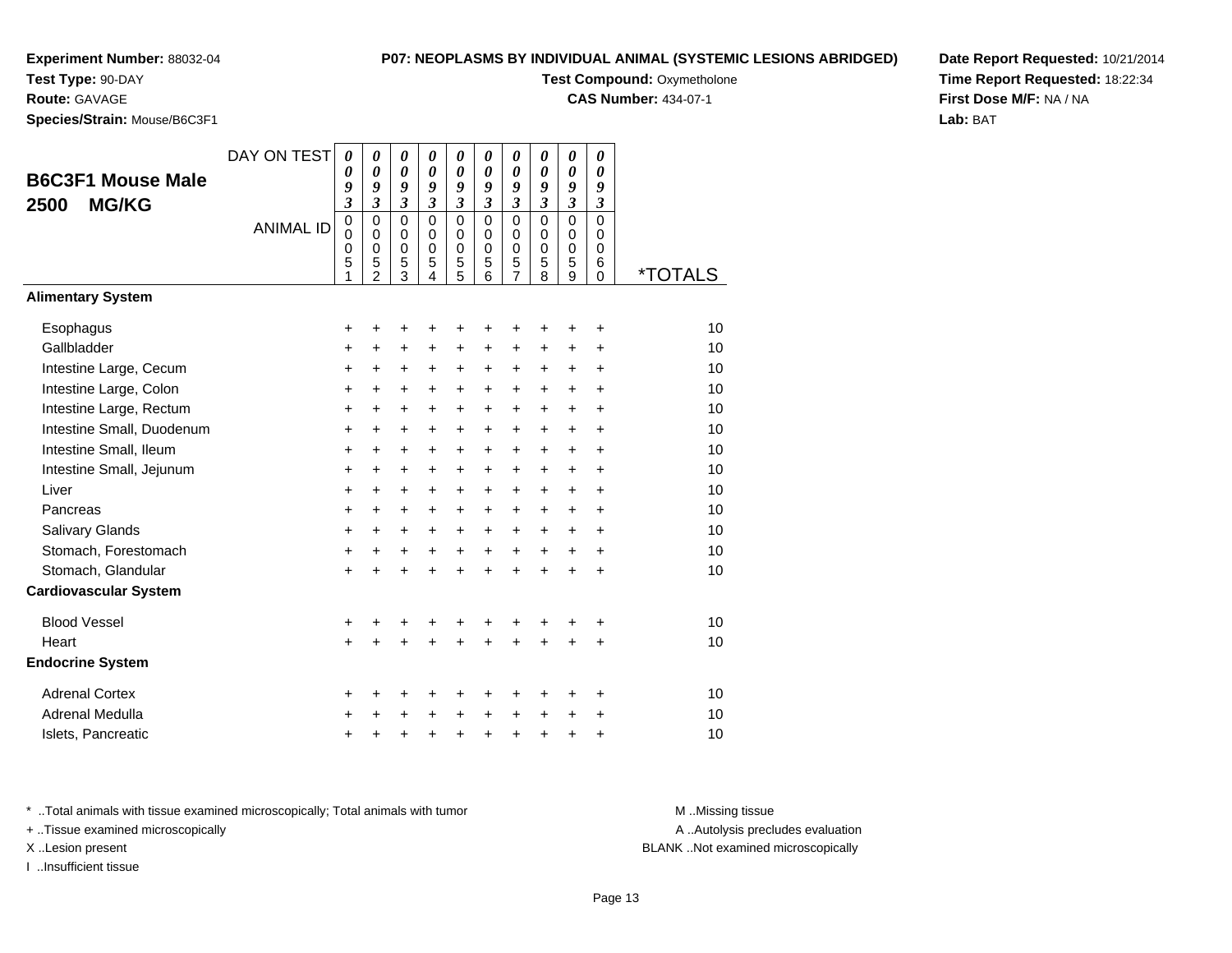**Experiment Number:** 88032-04
**Test Type:** 90-DAY
**Route:** GAVAGE
**Species/Strain:** Mouse/B6C3F1

**P07: NEOPLASMS BY INDIVIDUAL ANIMAL (SYSTEMIC LESIONS ABRIDGED)**
**Test Compound:** Oxymetholone
**CAS Number:** 434-07-1

**Date Report Requested:** 10/21/2014
**Time Report Requested:** 18:22:34
**First Dose M/F:** NA / NA
**Lab:** BAT

## B6C3F1 Mouse Male 2500 MG/KG

| DAY ON TEST | 0093 | 0093 | 0093 | 0093 | 0093 | 0093 | 0093 | 0093 | 0093 | 0093 | |
|---|---|---|---|---|---|---|---|---|---|---|---|
| ANIMAL ID | 00051 | 00052 | 00053 | 00054 | 00055 | 00056 | 00057 | 00058 | 00059 | 00060 | *TOTALS |
| **Alimentary System** | | | | | | | | | | | |
| Esophagus | + | + | + | + | + | + | + | + | + | + | 10 |
| Gallbladder | + | + | + | + | + | + | + | + | + | + | 10 |
| Intestine Large, Cecum | + | + | + | + | + | + | + | + | + | + | 10 |
| Intestine Large, Colon | + | + | + | + | + | + | + | + | + | + | 10 |
| Intestine Large, Rectum | + | + | + | + | + | + | + | + | + | + | 10 |
| Intestine Small, Duodenum | + | + | + | + | + | + | + | + | + | + | 10 |
| Intestine Small, Ileum | + | + | + | + | + | + | + | + | + | + | 10 |
| Intestine Small, Jejunum | + | + | + | + | + | + | + | + | + | + | 10 |
| Liver | + | + | + | + | + | + | + | + | + | + | 10 |
| Pancreas | + | + | + | + | + | + | + | + | + | + | 10 |
| Salivary Glands | + | + | + | + | + | + | + | + | + | + | 10 |
| Stomach, Forestomach | + | + | + | + | + | + | + | + | + | + | 10 |
| Stomach, Glandular | + | + | + | + | + | + | + | + | + | + | 10 |
| **Cardiovascular System** | | | | | | | | | | | |
| Blood Vessel | + | + | + | + | + | + | + | + | + | + | 10 |
| Heart | + | + | + | + | + | + | + | + | + | + | 10 |
| **Endocrine System** | | | | | | | | | | | |
| Adrenal Cortex | + | + | + | + | + | + | + | + | + | + | 10 |
| Adrenal Medulla | + | + | + | + | + | + | + | + | + | + | 10 |
| Islets, Pancreatic | + | + | + | + | + | + | + | + | + | + | 10 |

* ..Total animals with tissue examined microscopically; Total animals with tumor
+ ..Tissue examined microscopically
X ..Lesion present
I ..Insufficient tissue

M ..Missing tissue
A ..Autolysis precludes evaluation
BLANK ..Not examined microscopically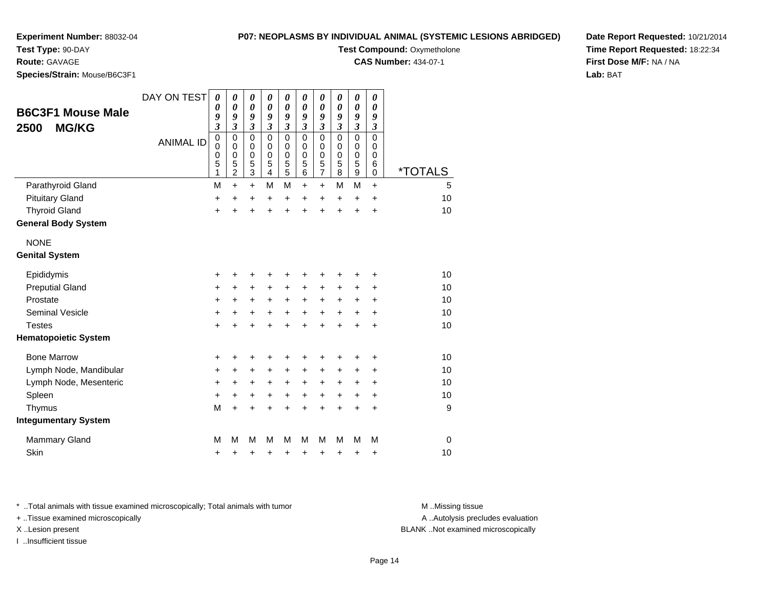**Experiment Number:** 88032-04
**Test Type:** 90-DAY
**Route:** GAVAGE
**Species/Strain:** Mouse/B6C3F1

**P07: NEOPLASMS BY INDIVIDUAL ANIMAL (SYSTEMIC LESIONS ABRIDGED)**
**Test Compound:** Oxymetholone
**CAS Number:** 434-07-1

**Date Report Requested:** 10/21/2014
**Time Report Requested:** 18:22:34
**First Dose M/F:** NA / NA
**Lab:** BAT

## B6C3F1 Mouse Male 2500 MG/KG

| DAY ON TEST | 0093 | 0093 | 0093 | 0093 | 0093 | 0093 | 0093 | 0093 | 0093 | 0093 | |
|---|---|---|---|---|---|---|---|---|---|---|---|
| ANIMAL ID | 00051 | 00052 | 00053 | 00054 | 00055 | 00056 | 00057 | 00058 | 00059 | 00060 | *TOTALS |
| Parathyroid Gland | M | + | + | M | M | + | + | M | M | + | 5 |
| Pituitary Gland | + | + | + | + | + | + | + | + | + | + | 10 |
| Thyroid Gland | + | + | + | + | + | + | + | + | + | + | 10 |
| **General Body System** | | | | | | | | | | | |
| NONE | | | | | | | | | | | |
| **Genital System** | | | | | | | | | | | |
| Epididymis | + | + | + | + | + | + | + | + | + | + | 10 |
| Preputial Gland | + | + | + | + | + | + | + | + | + | + | 10 |
| Prostate | + | + | + | + | + | + | + | + | + | + | 10 |
| Seminal Vesicle | + | + | + | + | + | + | + | + | + | + | 10 |
| Testes | + | + | + | + | + | + | + | + | + | + | 10 |
| **Hematopoietic System** | | | | | | | | | | | |
| Bone Marrow | + | + | + | + | + | + | + | + | + | + | 10 |
| Lymph Node, Mandibular | + | + | + | + | + | + | + | + | + | + | 10 |
| Lymph Node, Mesenteric | + | + | + | + | + | + | + | + | + | + | 10 |
| Spleen | + | + | + | + | + | + | + | + | + | + | 10 |
| Thymus | M | + | + | + | + | + | + | + | + | + | 9 |
| **Integumentary System** | | | | | | | | | | | |
| Mammary Gland | M | M | M | M | M | M | M | M | M | M | 0 |
| Skin | + | + | + | + | + | + | + | + | + | + | 10 |

* ..Total animals with tissue examined microscopically; Total animals with tumor
+ ..Tissue examined microscopically
X ..Lesion present
I ..Insufficient tissue

M ..Missing tissue
A ..Autolysis precludes evaluation
BLANK ..Not examined microscopically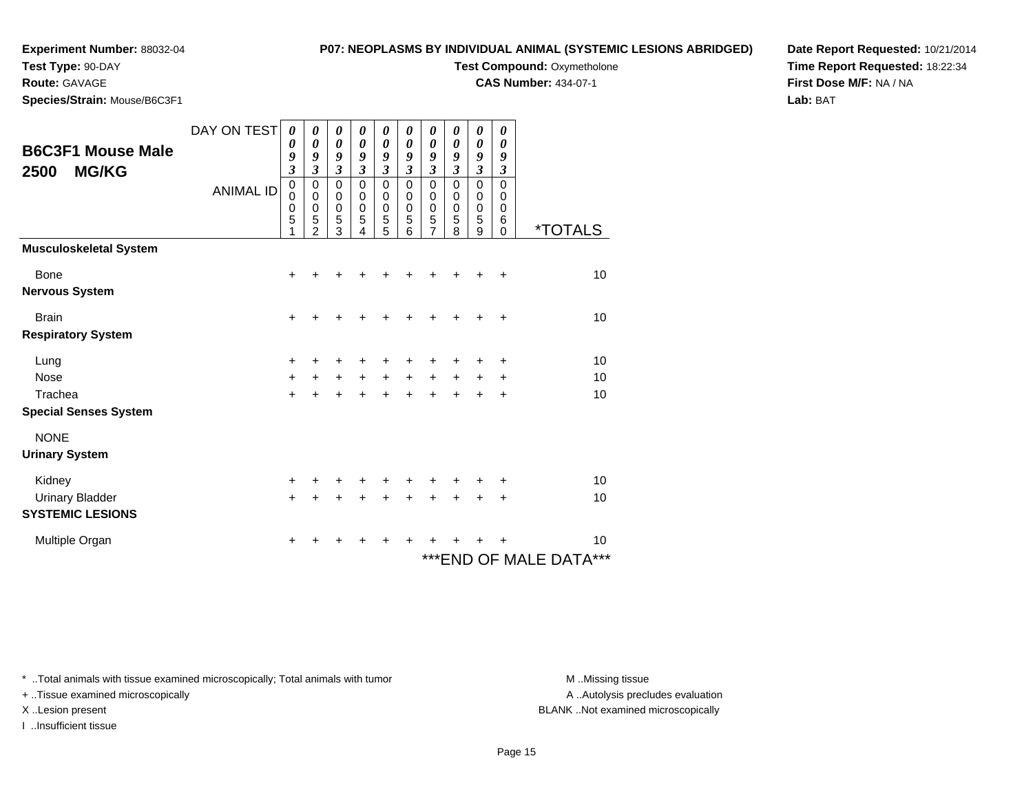**Experiment Number:** 88032-04
**Test Type:** 90-DAY
**Route:** GAVAGE
**Species/Strain:** Mouse/B6C3F1

**P07: NEOPLASMS BY INDIVIDUAL ANIMAL (SYSTEMIC LESIONS ABRIDGED)**
**Test Compound:** Oxymetholone
**CAS Number:** 434-07-1

**Date Report Requested:** 10/21/2014
**Time Report Requested:** 18:22:34
**First Dose M/F:** NA / NA
**Lab:** BAT

## B6C3F1 Mouse Male 2500 MG/KG

| DAY ON TEST | 0093 | 0093 | 0093 | 0093 | 0093 | 0093 | 0093 | 0093 | 0093 | 0093 | |
|---|---|---|---|---|---|---|---|---|---|---|---|
| ANIMAL ID | 00051 | 00052 | 00053 | 00054 | 00055 | 00056 | 00057 | 00058 | 00059 | 00060 | *TOTALS |
| **Musculoskeletal System** | | | | | | | | | | | |
| Bone | + | + | + | + | + | + | + | + | + | + | 10 |
| **Nervous System** | | | | | | | | | | | |
| Brain | + | + | + | + | + | + | + | + | + | + | 10 |
| **Respiratory System** | | | | | | | | | | | |
| Lung | + | + | + | + | + | + | + | + | + | + | 10 |
| Nose | + | + | + | + | + | + | + | + | + | + | 10 |
| Trachea | + | + | + | + | + | + | + | + | + | + | 10 |
| **Special Senses System** | | | | | | | | | | | |
| NONE | | | | | | | | | | | |
| **Urinary System** | | | | | | | | | | | |
| Kidney | + | + | + | + | + | + | + | + | + | + | 10 |
| Urinary Bladder | + | + | + | + | + | + | + | + | + | + | 10 |
| **SYSTEMIC LESIONS** | | | | | | | | | | | |
| Multiple Organ | + | + | + | + | + | + | + | + | + | + | 10 |

***END OF MALE DATA***

* ..Total animals with tissue examined microscopically; Total animals with tumor
+ ..Tissue examined microscopically
X ..Lesion present
I ..Insufficient tissue

M ..Missing tissue
A ..Autolysis precludes evaluation
BLANK ..Not examined microscopically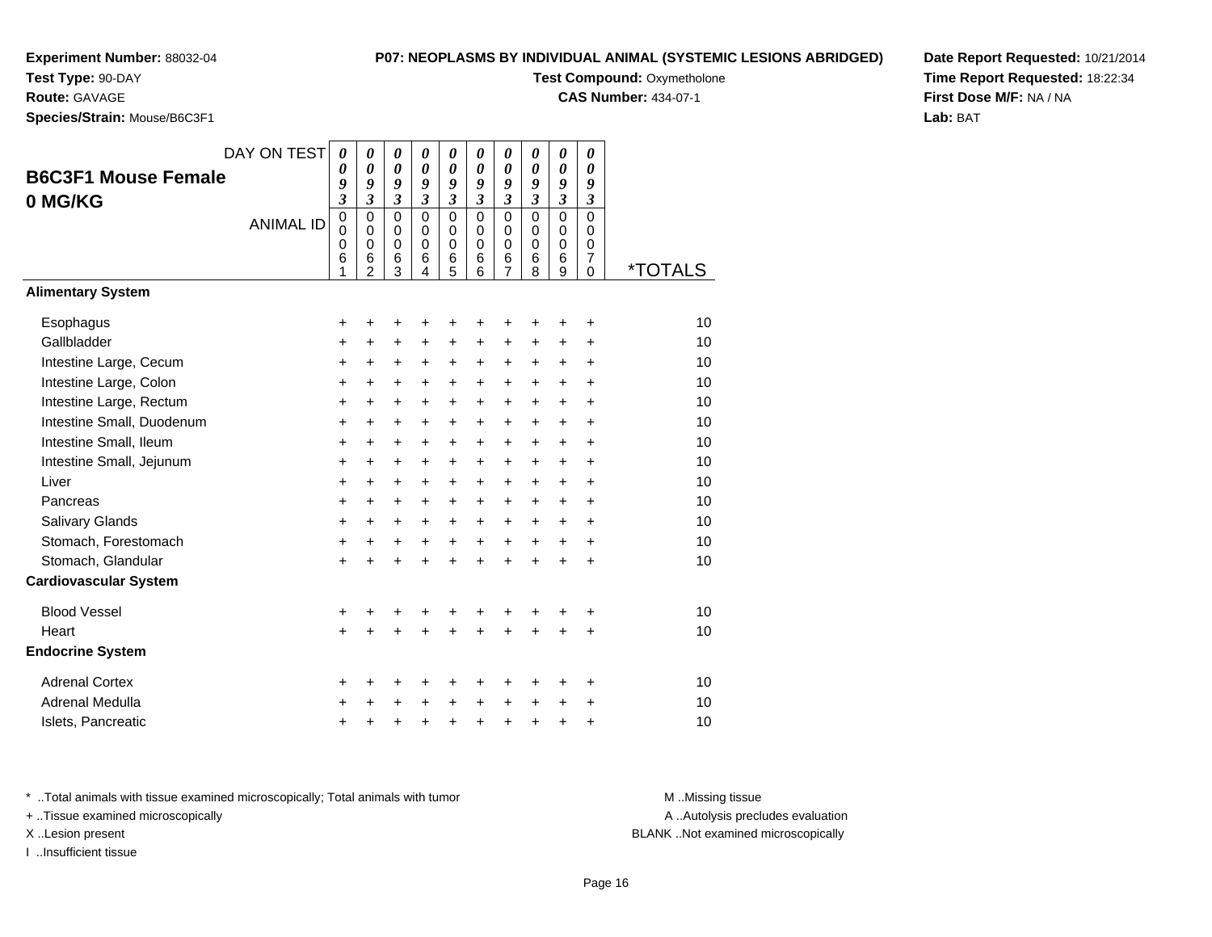**Experiment Number:** 88032-04
**Test Type:** 90-DAY
**Route:** GAVAGE
**Species/Strain:** Mouse/B6C3F1

**P07: NEOPLASMS BY INDIVIDUAL ANIMAL (SYSTEMIC LESIONS ABRIDGED)**
**Test Compound:** Oxymetholone
**CAS Number:** 434-07-1

**Date Report Requested:** 10/21/2014
**Time Report Requested:** 18:22:34
**First Dose M/F:** NA / NA
**Lab:** BAT

## B6C3F1 Mouse Female
## 0 MG/KG

| DAY ON TEST | 0093 | 0093 | 0093 | 0093 | 0093 | 0093 | 0093 | 0093 | 0093 | 0093 | |
|---|---|---|---|---|---|---|---|---|---|---|---|
| ANIMAL ID | 00061 | 00062 | 00063 | 00064 | 00065 | 00066 | 00067 | 00068 | 00069 | 00070 | *TOTALS |
| **Alimentary System** | | | | | | | | | | | |
| Esophagus | + | + | + | + | + | + | + | + | + | + | 10 |
| Gallbladder | + | + | + | + | + | + | + | + | + | + | 10 |
| Intestine Large, Cecum | + | + | + | + | + | + | + | + | + | + | 10 |
| Intestine Large, Colon | + | + | + | + | + | + | + | + | + | + | 10 |
| Intestine Large, Rectum | + | + | + | + | + | + | + | + | + | + | 10 |
| Intestine Small, Duodenum | + | + | + | + | + | + | + | + | + | + | 10 |
| Intestine Small, Ileum | + | + | + | + | + | + | + | + | + | + | 10 |
| Intestine Small, Jejunum | + | + | + | + | + | + | + | + | + | + | 10 |
| Liver | + | + | + | + | + | + | + | + | + | + | 10 |
| Pancreas | + | + | + | + | + | + | + | + | + | + | 10 |
| Salivary Glands | + | + | + | + | + | + | + | + | + | + | 10 |
| Stomach, Forestomach | + | + | + | + | + | + | + | + | + | + | 10 |
| Stomach, Glandular | + | + | + | + | + | + | + | + | + | + | 10 |
| **Cardiovascular System** | | | | | | | | | | | |
| Blood Vessel | + | + | + | + | + | + | + | + | + | + | 10 |
| Heart | + | + | + | + | + | + | + | + | + | + | 10 |
| **Endocrine System** | | | | | | | | | | | |
| Adrenal Cortex | + | + | + | + | + | + | + | + | + | + | 10 |
| Adrenal Medulla | + | + | + | + | + | + | + | + | + | + | 10 |
| Islets, Pancreatic | + | + | + | + | + | + | + | + | + | + | 10 |

\* ..Total animals with tissue examined microscopically; Total animals with tumor
\+ ..Tissue examined microscopically
X ..Lesion present
I ..Insufficient tissue

M ..Missing tissue
A ..Autolysis precludes evaluation
BLANK ..Not examined microscopically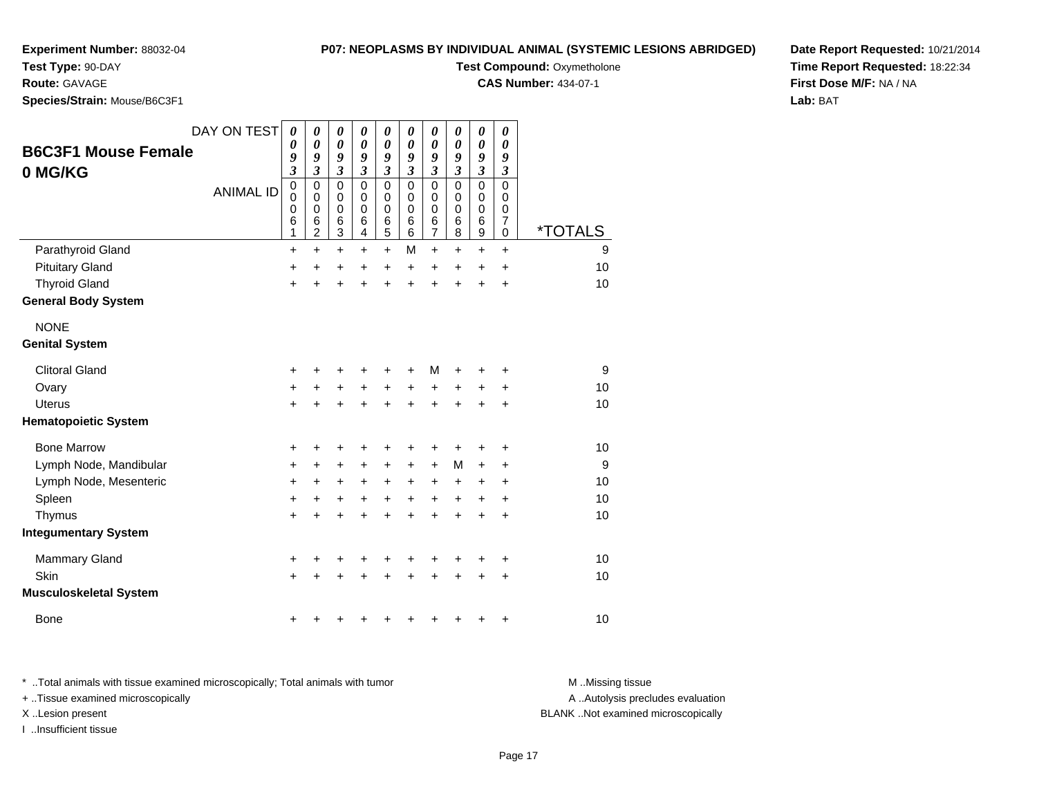**Experiment Number:** 88032-04
**Test Type:** 90-DAY
**Route:** GAVAGE
**Species/Strain:** Mouse/B6C3F1

**P07: NEOPLASMS BY INDIVIDUAL ANIMAL (SYSTEMIC LESIONS ABRIDGED)**
**Test Compound:** Oxymetholone
**CAS Number:** 434-07-1

**Date Report Requested:** 10/21/2014
**Time Report Requested:** 18:22:34
**First Dose M/F:** NA / NA
**Lab:** BAT

## B6C3F1 Mouse Female 0 MG/KG

| DAY ON TEST | 0093 | 0093 | 0093 | 0093 | 0093 | 0093 | 0093 | 0093 | 0093 | 0093 | |
|---|---|---|---|---|---|---|---|---|---|---|---|
| ANIMAL ID | 00061 | 00062 | 00063 | 00064 | 00065 | 00066 | 00067 | 00068 | 00069 | 00070 | *TOTALS |
| Parathyroid Gland | + | + | + | + | + | M | + | + | + | + | 9 |
| Pituitary Gland | + | + | + | + | + | + | + | + | + | + | 10 |
| Thyroid Gland | + | + | + | + | + | + | + | + | + | + | 10 |
| **General Body System** | | | | | | | | | | | |
| NONE | | | | | | | | | | | |
| **Genital System** | | | | | | | | | | | |
| Clitoral Gland | + | + | + | + | + | + | M | + | + | + | 9 |
| Ovary | + | + | + | + | + | + | + | + | + | + | 10 |
| Uterus | + | + | + | + | + | + | + | + | + | + | 10 |
| **Hematopoietic System** | | | | | | | | | | | |
| Bone Marrow | + | + | + | + | + | + | + | + | + | + | 10 |
| Lymph Node, Mandibular | + | + | + | + | + | + | + | M | + | + | 9 |
| Lymph Node, Mesenteric | + | + | + | + | + | + | + | + | + | + | 10 |
| Spleen | + | + | + | + | + | + | + | + | + | + | 10 |
| Thymus | + | + | + | + | + | + | + | + | + | + | 10 |
| **Integumentary System** | | | | | | | | | | | |
| Mammary Gland | + | + | + | + | + | + | + | + | + | + | 10 |
| Skin | + | + | + | + | + | + | + | + | + | + | 10 |
| **Musculoskeletal System** | | | | | | | | | | | |
| Bone | + | + | + | + | + | + | + | + | + | + | 10 |

\* ..Total animals with tissue examined microscopically; Total animals with tumor
+ ..Tissue examined microscopically
X ..Lesion present
I ..Insufficient tissue

M ..Missing tissue
A ..Autolysis precludes evaluation
BLANK ..Not examined microscopically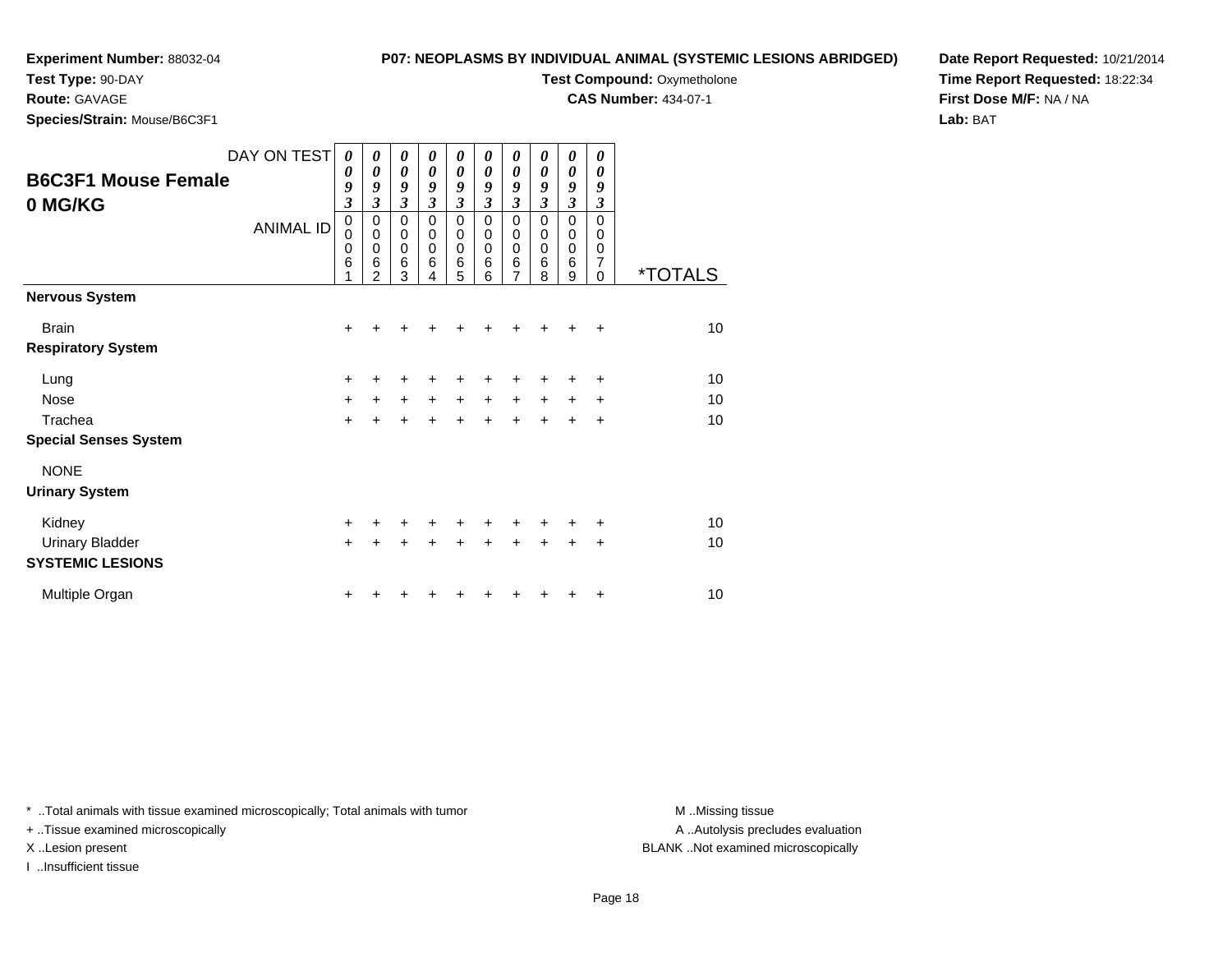**Experiment Number:** 88032-04
**Test Type:** 90-DAY
**Route:** GAVAGE
**Species/Strain:** Mouse/B6C3F1

**P07: NEOPLASMS BY INDIVIDUAL ANIMAL (SYSTEMIC LESIONS ABRIDGED)**
**Test Compound:** Oxymetholone
**CAS Number:** 434-07-1

**Date Report Requested:** 10/21/2014
**Time Report Requested:** 18:22:34
**First Dose M/F:** NA / NA
**Lab:** BAT

## B6C3F1 Mouse Female
## 0 MG/KG

| DAY ON TEST | 0093 | 0093 | 0093 | 0093 | 0093 | 0093 | 0093 | 0093 | 0093 | 0093 | |
|---|---|---|---|---|---|---|---|---|---|---|---|
| ANIMAL ID | 00061 | 00062 | 00063 | 00064 | 00065 | 00066 | 00067 | 00068 | 00069 | 00070 | *TOTALS |
| **Nervous System** | | | | | | | | | | | |
| Brain | + | + | + | + | + | + | + | + | + | + | 10 |
| **Respiratory System** | | | | | | | | | | | |
| Lung | + | + | + | + | + | + | + | + | + | + | 10 |
| Nose | + | + | + | + | + | + | + | + | + | + | 10 |
| Trachea | + | + | + | + | + | + | + | + | + | + | 10 |
| **Special Senses System** | | | | | | | | | | | |
| NONE | | | | | | | | | | | |
| **Urinary System** | | | | | | | | | | | |
| Kidney | + | + | + | + | + | + | + | + | + | + | 10 |
| Urinary Bladder | + | + | + | + | + | + | + | + | + | + | 10 |
| **SYSTEMIC LESIONS** | | | | | | | | | | | |
| Multiple Organ | + | + | + | + | + | + | + | + | + | + | 10 |

* ..Total animals with tissue examined microscopically; Total animals with tumor
+ ..Tissue examined microscopically
X ..Lesion present
I ..Insufficient tissue

M ..Missing tissue
A ..Autolysis precludes evaluation
BLANK ..Not examined microscopically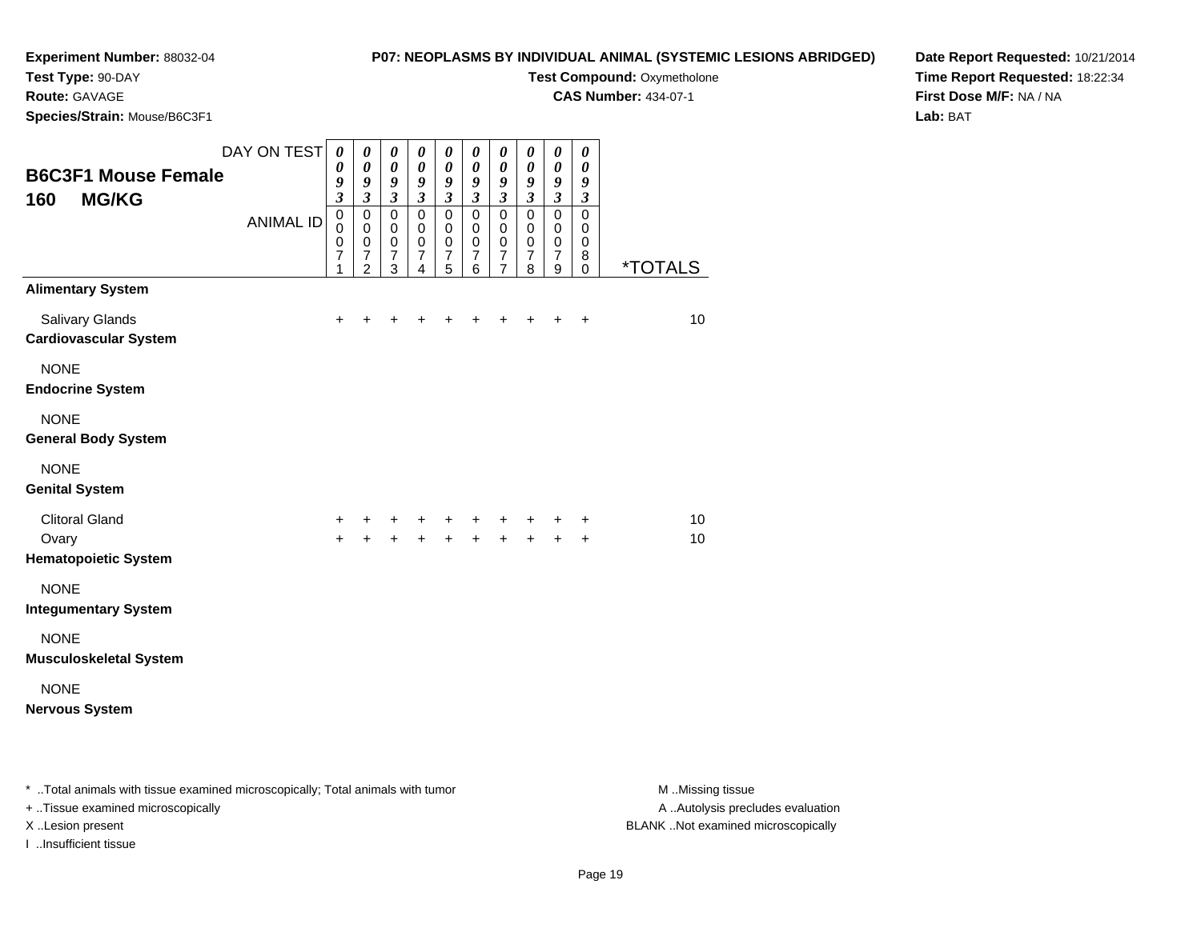**Experiment Number:** 88032-04
**Test Type:** 90-DAY
**Route:** GAVAGE
**Species/Strain:** Mouse/B6C3F1

**P07: NEOPLASMS BY INDIVIDUAL ANIMAL (SYSTEMIC LESIONS ABRIDGED)**
**Test Compound:** Oxymetholone
**CAS Number:** 434-07-1

**Date Report Requested:** 10/21/2014
**Time Report Requested:** 18:22:34
**First Dose M/F:** NA / NA
**Lab:** BAT

## B6C3F1 Mouse Female 160 MG/KG

| DAY ON TEST | 0093 | 0093 | 0093 | 0093 | 0093 | 0093 | 0093 | 0093 | 0093 | 0093 | |
|---|---|---|---|---|---|---|---|---|---|---|---|
| **ANIMAL ID** | 00071 | 00072 | 00073 | 00074 | 00075 | 00076 | 00077 | 00078 | 00079 | 00080 | ***TOTALS** |
| **Alimentary System** | | | | | | | | | | | |
| Salivary Glands | + | + | + | + | + | + | + | + | + | + | 10 |
| **Cardiovascular System** | | | | | | | | | | | |
| NONE | | | | | | | | | | | |
| **Endocrine System** | | | | | | | | | | | |
| NONE | | | | | | | | | | | |
| **General Body System** | | | | | | | | | | | |
| NONE | | | | | | | | | | | |
| **Genital System** | | | | | | | | | | | |
| Clitoral Gland | + | + | + | + | + | + | + | + | + | + | 10 |
| Ovary | + | + | + | + | + | + | + | + | + | + | 10 |
| **Hematopoietic System** | | | | | | | | | | | |
| NONE | | | | | | | | | | | |
| **Integumentary System** | | | | | | | | | | | |
| NONE | | | | | | | | | | | |
| **Musculoskeletal System** | | | | | | | | | | | |
| NONE | | | | | | | | | | | |
| **Nervous System** | | | | | | | | | | | |

* ..Total animals with tissue examined microscopically; Total animals with tumor
+ ..Tissue examined microscopically
X ..Lesion present
I ..Insufficient tissue

M ..Missing tissue
A ..Autolysis precludes evaluation
BLANK ..Not examined microscopically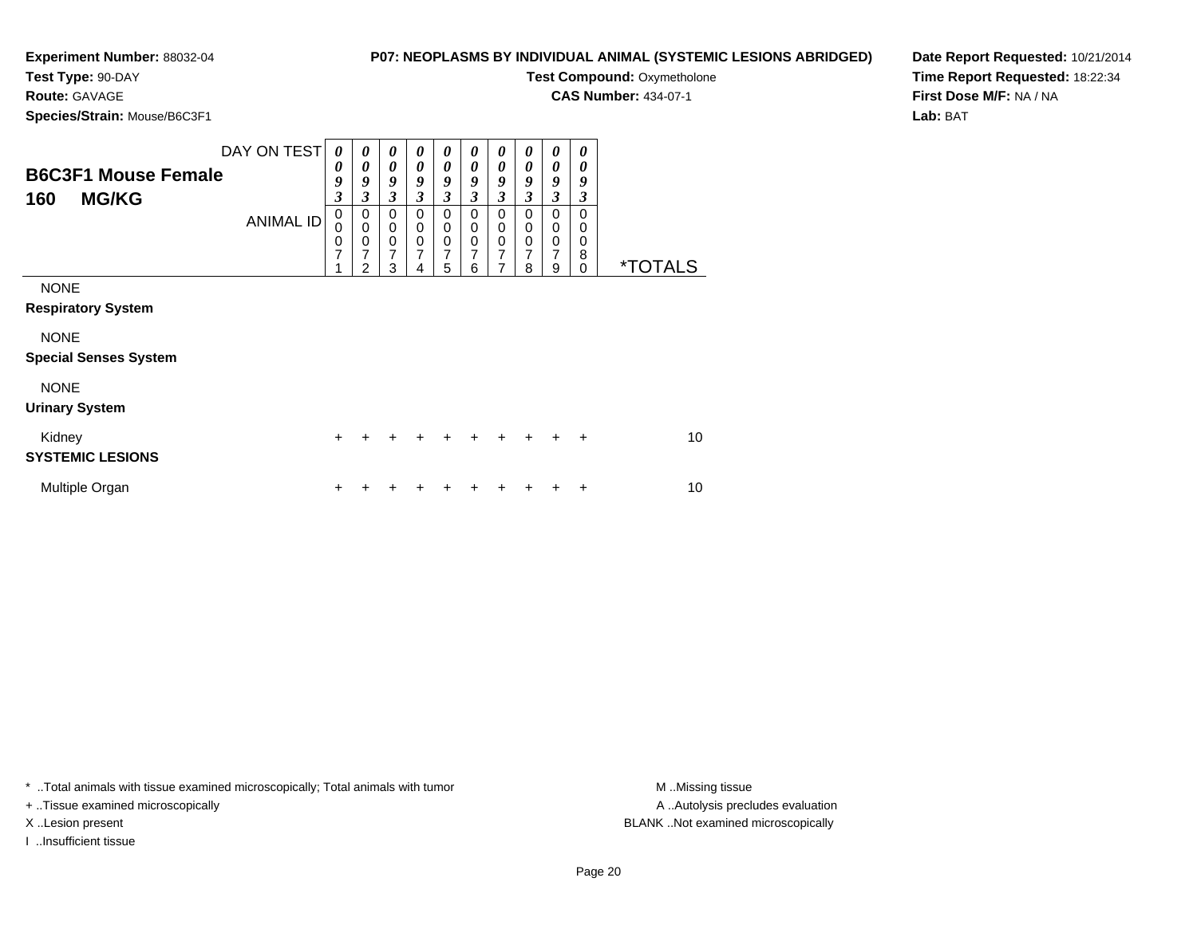**Experiment Number:** 88032-04
**Test Type:** 90-DAY
**Route:** GAVAGE
**Species/Strain:** Mouse/B6C3F1

**P07: NEOPLASMS BY INDIVIDUAL ANIMAL (SYSTEMIC LESIONS ABRIDGED)**
**Test Compound:** Oxymetholone
**CAS Number:** 434-07-1

**Date Report Requested:** 10/21/2014
**Time Report Requested:** 18:22:34
**First Dose M/F:** NA / NA
**Lab:** BAT

## B6C3F1 Mouse Female
## 160 MG/KG

| DAY ON TEST | 0093 | 0093 | 0093 | 0093 | 0093 | 0093 | 0093 | 0093 | 0093 | 0093 | |
|---|---|---|---|---|---|---|---|---|---|---|---|
| ANIMAL ID | 00071 | 00072 | 00073 | 00074 | 00075 | 00076 | 00077 | 00078 | 00079 | 00080 | *TOTALS |
| NONE | | | | | | | | | | | |
| **Respiratory System** | | | | | | | | | | | |
| NONE | | | | | | | | | | | |
| **Special Senses System** | | | | | | | | | | | |
| NONE | | | | | | | | | | | |
| **Urinary System** | | | | | | | | | | | |
| Kidney | + | + | + | + | + | + | + | + | + | + | 10 |
| **SYSTEMIC LESIONS** | | | | | | | | | | | |
| Multiple Organ | + | + | + | + | + | + | + | + | + | + | 10 |

* ..Total animals with tissue examined microscopically; Total animals with tumor
+ ..Tissue examined microscopically
X ..Lesion present
I ..Insufficient tissue

M ..Missing tissue
A ..Autolysis precludes evaluation
BLANK ..Not examined microscopically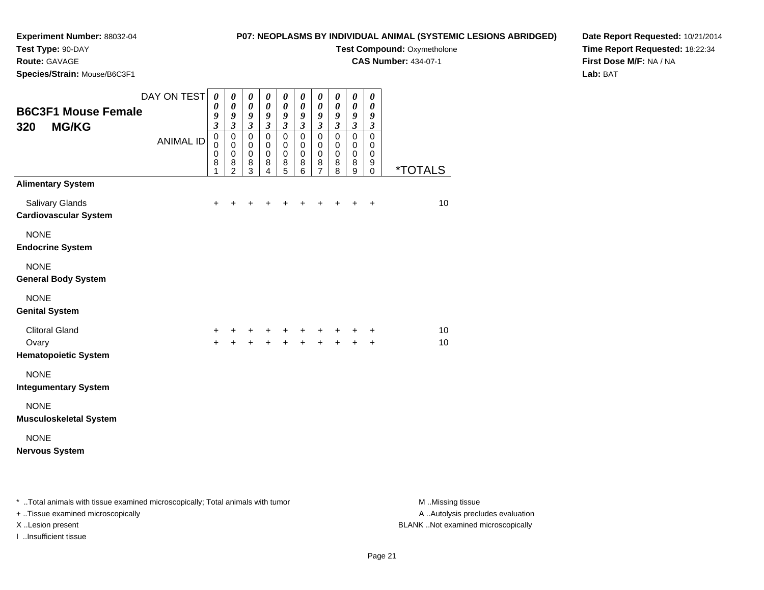**Experiment Number:** 88032-04
**Test Type:** 90-DAY
**Route:** GAVAGE
**Species/Strain:** Mouse/B6C3F1

**P07: NEOPLASMS BY INDIVIDUAL ANIMAL (SYSTEMIC LESIONS ABRIDGED)**
**Test Compound:** Oxymetholone
**CAS Number:** 434-07-1

**Date Report Requested:** 10/21/2014
**Time Report Requested:** 18:22:34
**First Dose M/F:** NA / NA
**Lab:** BAT

## B6C3F1 Mouse Female 320 MG/KG

| DAY ON TEST | 0093 | 0093 | 0093 | 0093 | 0093 | 0093 | 0093 | 0093 | 0093 | 0093 | |
|---|---|---|---|---|---|---|---|---|---|---|---|
| **ANIMAL ID** | 00081 | 00082 | 00083 | 00084 | 00085 | 00086 | 00087 | 00088 | 00089 | 00090 | ***TOTALS** |
| **Alimentary System** | | | | | | | | | | | |
| Salivary Glands | + | + | + | + | + | + | + | + | + | + | 10 |
| **Cardiovascular System** | | | | | | | | | | | |
| NONE | | | | | | | | | | | |
| **Endocrine System** | | | | | | | | | | | |
| NONE | | | | | | | | | | | |
| **General Body System** | | | | | | | | | | | |
| NONE | | | | | | | | | | | |
| **Genital System** | | | | | | | | | | | |
| Clitoral Gland | + | + | + | + | + | + | + | + | + | + | 10 |
| Ovary | + | + | + | + | + | + | + | + | + | + | 10 |
| **Hematopoietic System** | | | | | | | | | | | |
| NONE | | | | | | | | | | | |
| **Integumentary System** | | | | | | | | | | | |
| NONE | | | | | | | | | | | |
| **Musculoskeletal System** | | | | | | | | | | | |
| NONE | | | | | | | | | | | |
| **Nervous System** | | | | | | | | | | | |

* ..Total animals with tissue examined microscopically; Total animals with tumor
+ ..Tissue examined microscopically
X ..Lesion present
I ..Insufficient tissue

M ..Missing tissue
A ..Autolysis precludes evaluation
BLANK ..Not examined microscopically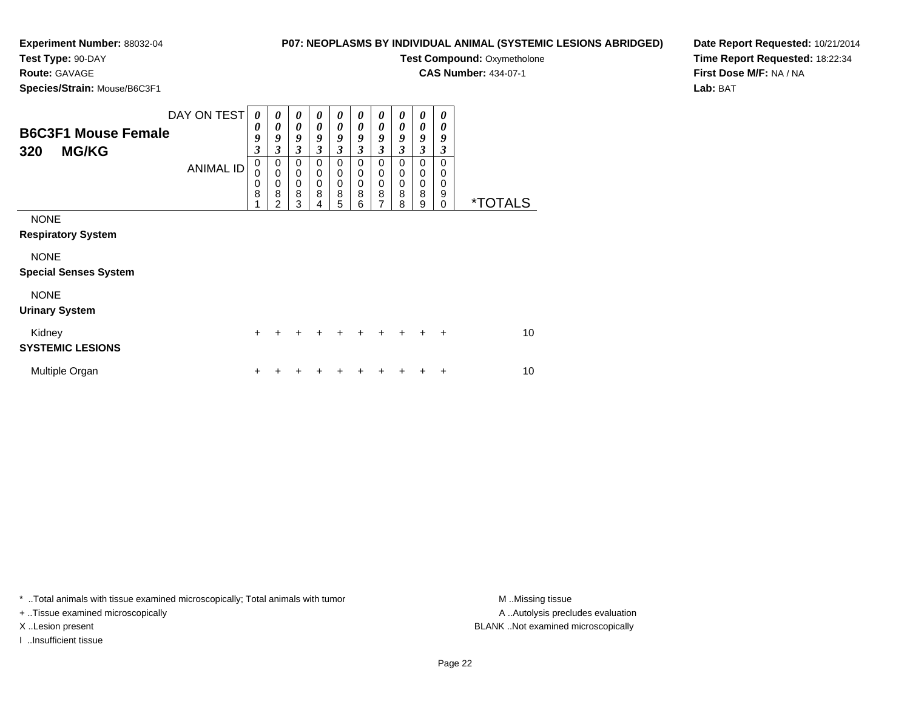**Experiment Number:** 88032-04
**Test Type:** 90-DAY
**Route:** GAVAGE
**Species/Strain:** Mouse/B6C3F1

**P07: NEOPLASMS BY INDIVIDUAL ANIMAL (SYSTEMIC LESIONS ABRIDGED)**
**Test Compound:** Oxymetholone
**CAS Number:** 434-07-1

**Date Report Requested:** 10/21/2014
**Time Report Requested:** 18:22:34
**First Dose M/F:** NA / NA
**Lab:** BAT

## B6C3F1 Mouse Female
## 320 MG/KG

| DAY ON TEST | 0093 | 0093 | 0093 | 0093 | 0093 | 0093 | 0093 | 0093 | 0093 | 0093 | |
|---|---|---|---|---|---|---|---|---|---|---|---|
| **ANIMAL ID** | 00081 | 00082 | 00083 | 00084 | 00085 | 00086 | 00087 | 00088 | 00089 | 00090 | ***TOTALS** |
| NONE | | | | | | | | | | | |
| **Respiratory System** | | | | | | | | | | | |
| NONE | | | | | | | | | | | |
| **Special Senses System** | | | | | | | | | | | |
| NONE | | | | | | | | | | | |
| **Urinary System** | | | | | | | | | | | |
| Kidney | + | + | + | + | + | + | + | + | + | + | 10 |
| **SYSTEMIC LESIONS** | | | | | | | | | | | |
| Multiple Organ | + | + | + | + | + | + | + | + | + | + | 10 |

* ..Total animals with tissue examined microscopically; Total animals with tumor
+ ..Tissue examined microscopically
X ..Lesion present
I ..Insufficient tissue

M ..Missing tissue
A ..Autolysis precludes evaluation
BLANK ..Not examined microscopically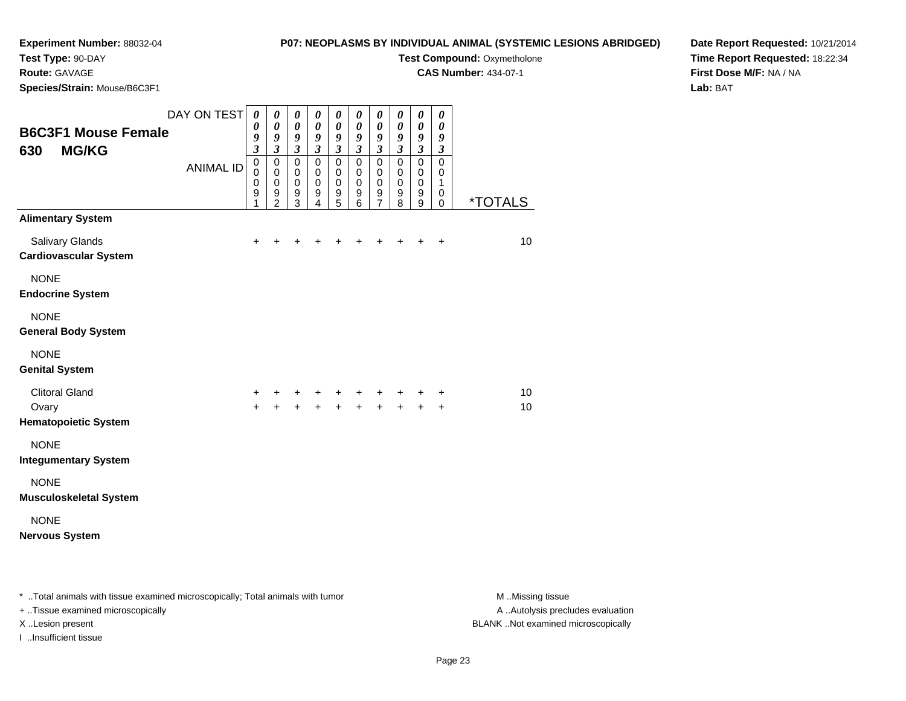**Experiment Number:** 88032-04
**Test Type:** 90-DAY
**Route:** GAVAGE
**Species/Strain:** Mouse/B6C3F1

**P07: NEOPLASMS BY INDIVIDUAL ANIMAL (SYSTEMIC LESIONS ABRIDGED)**
**Test Compound:** Oxymetholone
**CAS Number:** 434-07-1

**Date Report Requested:** 10/21/2014
**Time Report Requested:** 18:22:34
**First Dose M/F:** NA / NA
**Lab:** BAT

## B6C3F1 Mouse Female
## 630 MG/KG

| DAY ON TEST | 0093 | 0093 | 0093 | 0093 | 0093 | 0093 | 0093 | 0093 | 0093 | 0093 | |
|---|---|---|---|---|---|---|---|---|---|---|---|
| **ANIMAL ID** | 00091 | 00092 | 00093 | 00094 | 00095 | 00096 | 00097 | 00098 | 00099 | 00100 | ***TOTALS** |
| **Alimentary System** | | | | | | | | | | | |
| Salivary Glands | + | + | + | + | + | + | + | + | + | + | 10 |
| **Cardiovascular System** | | | | | | | | | | | |
| NONE | | | | | | | | | | | |
| **Endocrine System** | | | | | | | | | | | |
| NONE | | | | | | | | | | | |
| **General Body System** | | | | | | | | | | | |
| NONE | | | | | | | | | | | |
| **Genital System** | | | | | | | | | | | |
| Clitoral Gland | + | + | + | + | + | + | + | + | + | + | 10 |
| Ovary | + | + | + | + | + | + | + | + | + | + | 10 |
| **Hematopoietic System** | | | | | | | | | | | |
| NONE | | | | | | | | | | | |
| **Integumentary System** | | | | | | | | | | | |
| NONE | | | | | | | | | | | |
| **Musculoskeletal System** | | | | | | | | | | | |
| NONE | | | | | | | | | | | |
| **Nervous System** | | | | | | | | | | | |

* ..Total animals with tissue examined microscopically; Total animals with tumor
+ ..Tissue examined microscopically
X ..Lesion present
I ..Insufficient tissue

M ..Missing tissue
A ..Autolysis precludes evaluation
BLANK ..Not examined microscopically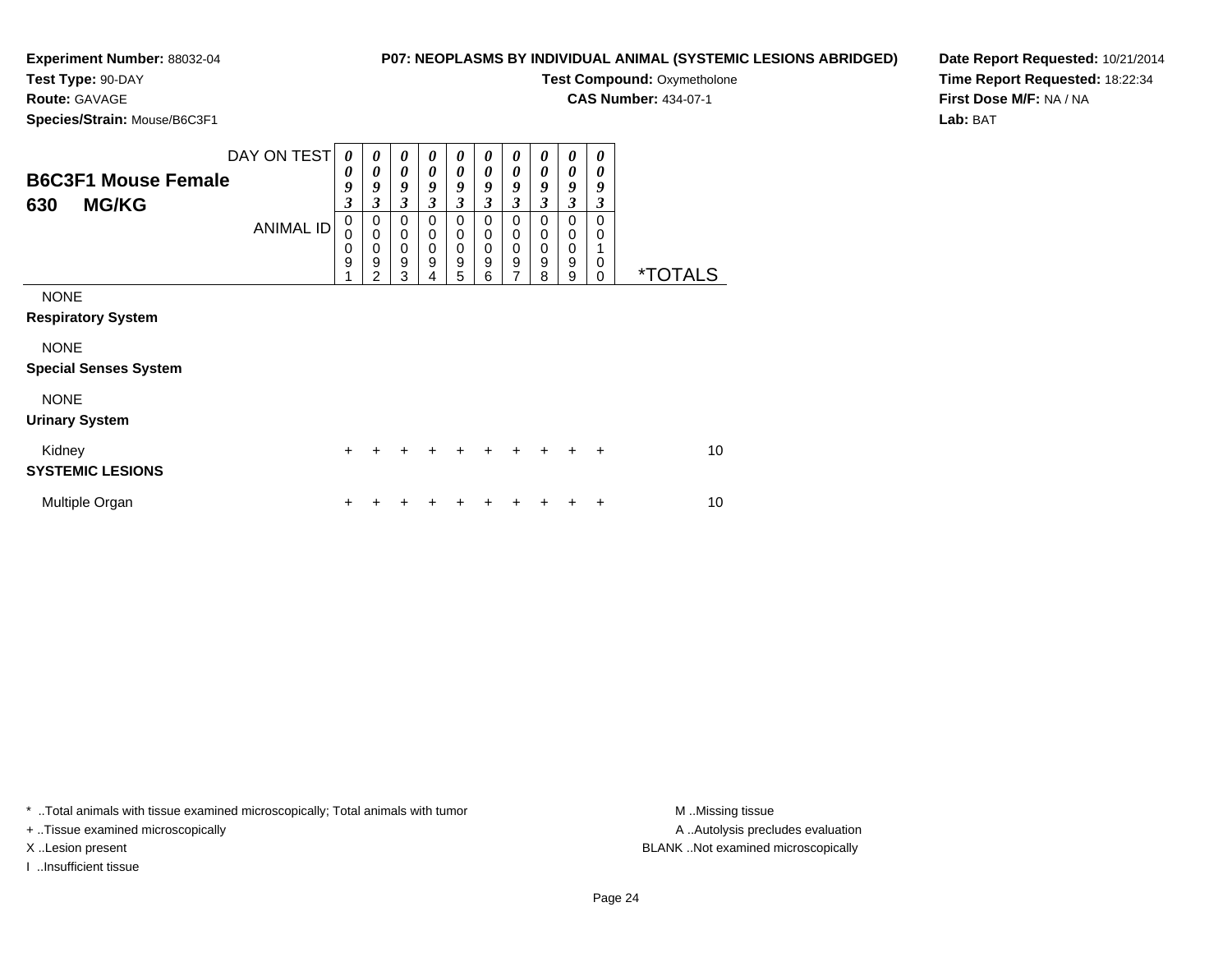**Experiment Number:** 88032-04
**Test Type:** 90-DAY
**Route:** GAVAGE
**Species/Strain:** Mouse/B6C3F1

**P07: NEOPLASMS BY INDIVIDUAL ANIMAL (SYSTEMIC LESIONS ABRIDGED)**
**Test Compound:** Oxymetholone
**CAS Number:** 434-07-1

**Date Report Requested:** 10/21/2014
**Time Report Requested:** 18:22:34
**First Dose M/F:** NA / NA
**Lab:** BAT

## B6C3F1 Mouse Female
## 630 MG/KG

| DAY ON TEST | 0093 | 0093 | 0093 | 0093 | 0093 | 0093 | 0093 | 0093 | 0093 | 0093 | |
|---|---|---|---|---|---|---|---|---|---|---|---|
| ANIMAL ID | 00091 | 00092 | 00093 | 00094 | 00095 | 00096 | 00097 | 00098 | 00099 | 00100 | *TOTALS |
| NONE | | | | | | | | | | | |
| **Respiratory System** | | | | | | | | | | | |
| NONE | | | | | | | | | | | |
| **Special Senses System** | | | | | | | | | | | |
| NONE | | | | | | | | | | | |
| **Urinary System** | | | | | | | | | | | |
| Kidney | + | + | + | + | + | + | + | + | + | + | 10 |
| **SYSTEMIC LESIONS** | | | | | | | | | | | |
| Multiple Organ | + | + | + | + | + | + | + | + | + | + | 10 |

* ..Total animals with tissue examined microscopically; Total animals with tumor
+ ..Tissue examined microscopically
X ..Lesion present
I ..Insufficient tissue

M ..Missing tissue
A ..Autolysis precludes evaluation
BLANK ..Not examined microscopically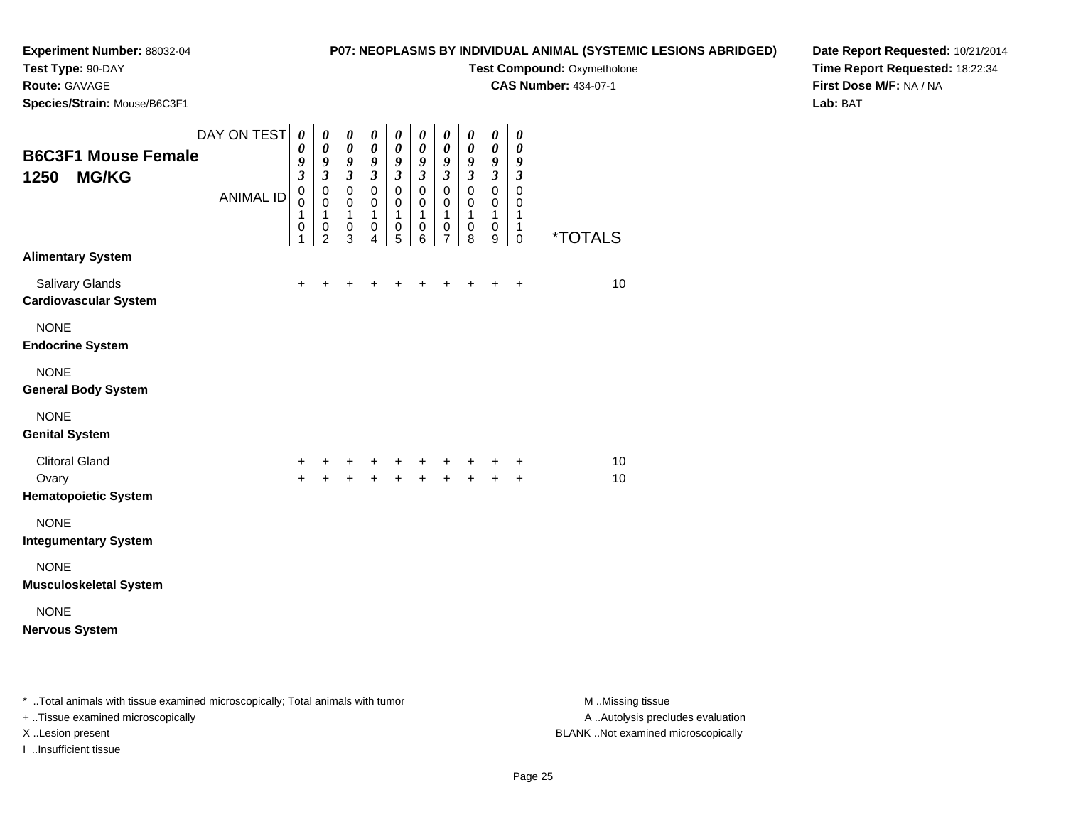**Experiment Number:** 88032-04
**Test Type:** 90-DAY
**Route:** GAVAGE
**Species/Strain:** Mouse/B6C3F1

**P07: NEOPLASMS BY INDIVIDUAL ANIMAL (SYSTEMIC LESIONS ABRIDGED)**
**Test Compound:** Oxymetholone
**CAS Number:** 434-07-1

**Date Report Requested:** 10/21/2014
**Time Report Requested:** 18:22:34
**First Dose M/F:** NA / NA
**Lab:** BAT

## B6C3F1 Mouse Female 1250 MG/KG

| DAY ON TEST | 0093 | 0093 | 0093 | 0093 | 0093 | 0093 | 0093 | 0093 | 0093 | 0093 | |
|---|---|---|---|---|---|---|---|---|---|---|---|
| ANIMAL ID | 00101 | 00102 | 00103 | 00104 | 00105 | 00106 | 00107 | 00108 | 00109 | 00110 | *TOTALS |
| **Alimentary System** | | | | | | | | | | | |
| Salivary Glands | + | + | + | + | + | + | + | + | + | + | 10 |
| **Cardiovascular System** | | | | | | | | | | | |
| NONE | | | | | | | | | | | |
| **Endocrine System** | | | | | | | | | | | |
| NONE | | | | | | | | | | | |
| **General Body System** | | | | | | | | | | | |
| NONE | | | | | | | | | | | |
| **Genital System** | | | | | | | | | | | |
| Clitoral Gland | + | + | + | + | + | + | + | + | + | + | 10 |
| Ovary | + | + | + | + | + | + | + | + | + | + | 10 |
| **Hematopoietic System** | | | | | | | | | | | |
| NONE | | | | | | | | | | | |
| **Integumentary System** | | | | | | | | | | | |
| NONE | | | | | | | | | | | |
| **Musculoskeletal System** | | | | | | | | | | | |
| NONE | | | | | | | | | | | |
| **Nervous System** | | | | | | | | | | | |

* ..Total animals with tissue examined microscopically; Total animals with tumor
+ ..Tissue examined microscopically
X ..Lesion present
I ..Insufficient tissue

M ..Missing tissue
A ..Autolysis precludes evaluation
BLANK ..Not examined microscopically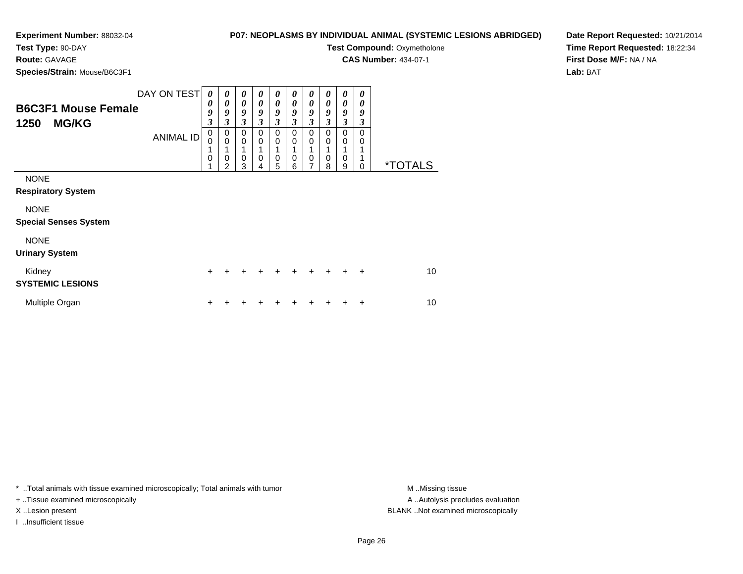**Experiment Number:** 88032-04
**Test Type:** 90-DAY
**Route:** GAVAGE
**Species/Strain:** Mouse/B6C3F1

**P07: NEOPLASMS BY INDIVIDUAL ANIMAL (SYSTEMIC LESIONS ABRIDGED)**
**Test Compound:** Oxymetholone
**CAS Number:** 434-07-1

**Date Report Requested:** 10/21/2014
**Time Report Requested:** 18:22:34
**First Dose M/F:** NA / NA
**Lab:** BAT

## B6C3F1 Mouse Female 1250 MG/KG

| DAY ON TEST | 0093 | 0093 | 0093 | 0093 | 0093 | 0093 | 0093 | 0093 | 0093 | 0093 | |
|---|---|---|---|---|---|---|---|---|---|---|---|
| ANIMAL ID | 00101 | 00102 | 00103 | 00104 | 00105 | 00106 | 00107 | 00108 | 00109 | 00110 | *TOTALS |
| NONE | | | | | | | | | | | |
| **Respiratory System** | | | | | | | | | | | |
| NONE | | | | | | | | | | | |
| **Special Senses System** | | | | | | | | | | | |
| NONE | | | | | | | | | | | |
| **Urinary System** | | | | | | | | | | | |
| Kidney | + | + | + | + | + | + | + | + | + | + | 10 |
| **SYSTEMIC LESIONS** | | | | | | | | | | | |
| Multiple Organ | + | + | + | + | + | + | + | + | + | + | 10 |

* ..Total animals with tissue examined microscopically; Total animals with tumor
+ ..Tissue examined microscopically
X ..Lesion present
I ..Insufficient tissue

M ..Missing tissue
A ..Autolysis precludes evaluation
BLANK ..Not examined microscopically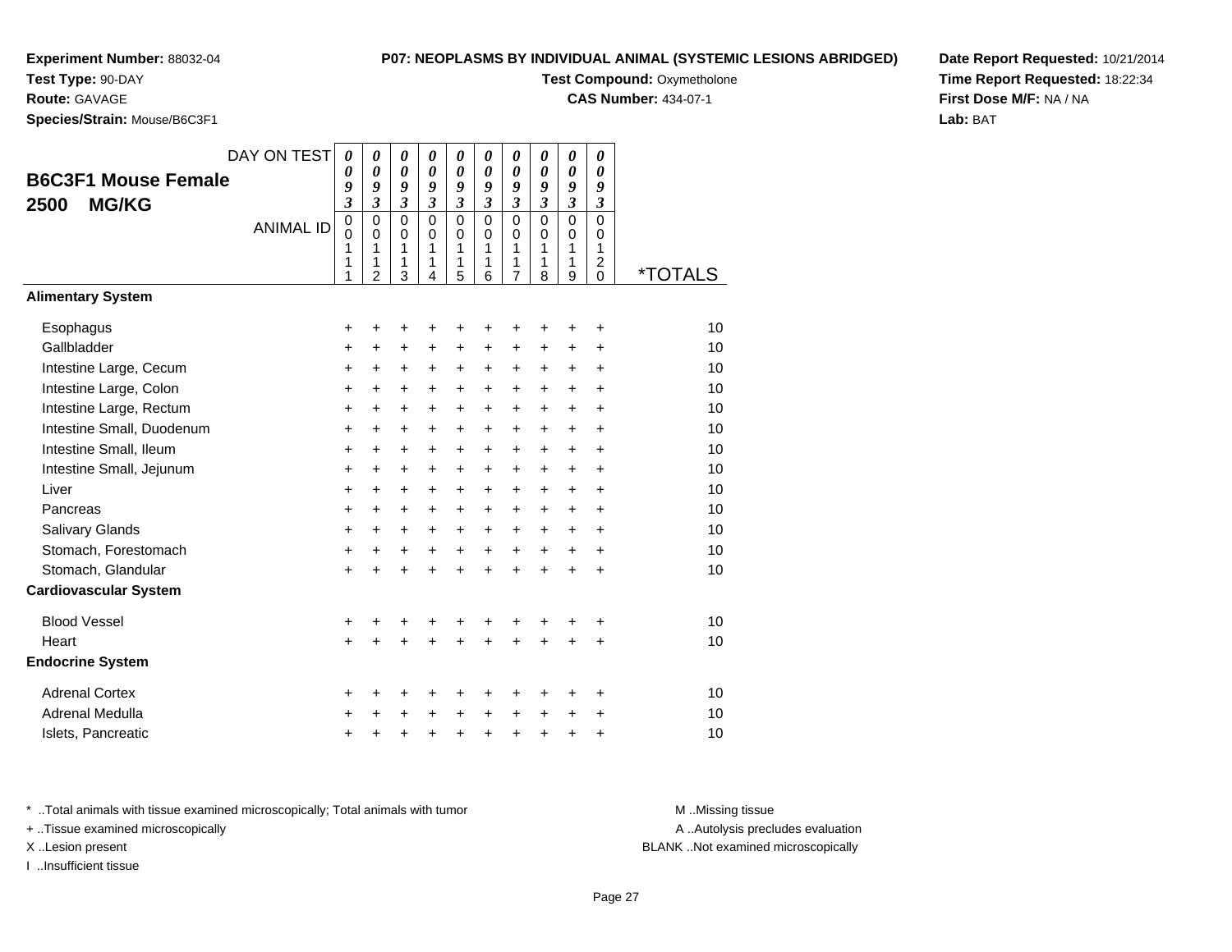**Experiment Number:** 88032-04
**Test Type:** 90-DAY
**Route:** GAVAGE
**Species/Strain:** Mouse/B6C3F1

**P07: NEOPLASMS BY INDIVIDUAL ANIMAL (SYSTEMIC LESIONS ABRIDGED)**
**Test Compound:** Oxymetholone
**CAS Number:** 434-07-1

**Date Report Requested:** 10/21/2014
**Time Report Requested:** 18:22:34
**First Dose M/F:** NA / NA
**Lab:** BAT

## B6C3F1 Mouse Female 2500 MG/KG

| DAY ON TEST | 0093 | 0093 | 0093 | 0093 | 0093 | 0093 | 0093 | 0093 | 0093 | 0093 | |
|---|---|---|---|---|---|---|---|---|---|---|---|
| ANIMAL ID | 00111 | 00112 | 00113 | 00114 | 00115 | 00116 | 00117 | 00118 | 00119 | 00120 | *TOTALS |
| **Alimentary System** | | | | | | | | | | | |
| Esophagus | + | + | + | + | + | + | + | + | + | + | 10 |
| Gallbladder | + | + | + | + | + | + | + | + | + | + | 10 |
| Intestine Large, Cecum | + | + | + | + | + | + | + | + | + | + | 10 |
| Intestine Large, Colon | + | + | + | + | + | + | + | + | + | + | 10 |
| Intestine Large, Rectum | + | + | + | + | + | + | + | + | + | + | 10 |
| Intestine Small, Duodenum | + | + | + | + | + | + | + | + | + | + | 10 |
| Intestine Small, Ileum | + | + | + | + | + | + | + | + | + | + | 10 |
| Intestine Small, Jejunum | + | + | + | + | + | + | + | + | + | + | 10 |
| Liver | + | + | + | + | + | + | + | + | + | + | 10 |
| Pancreas | + | + | + | + | + | + | + | + | + | + | 10 |
| Salivary Glands | + | + | + | + | + | + | + | + | + | + | 10 |
| Stomach, Forestomach | + | + | + | + | + | + | + | + | + | + | 10 |
| Stomach, Glandular | + | + | + | + | + | + | + | + | + | + | 10 |
| **Cardiovascular System** | | | | | | | | | | | |
| Blood Vessel | + | + | + | + | + | + | + | + | + | + | 10 |
| Heart | + | + | + | + | + | + | + | + | + | + | 10 |
| **Endocrine System** | | | | | | | | | | | |
| Adrenal Cortex | + | + | + | + | + | + | + | + | + | + | 10 |
| Adrenal Medulla | + | + | + | + | + | + | + | + | + | + | 10 |
| Islets, Pancreatic | + | + | + | + | + | + | + | + | + | + | 10 |

* ..Total animals with tissue examined microscopically; Total animals with tumor
+ ..Tissue examined microscopically
X ..Lesion present
I ..Insufficient tissue

M ..Missing tissue
A ..Autolysis precludes evaluation
BLANK ..Not examined microscopically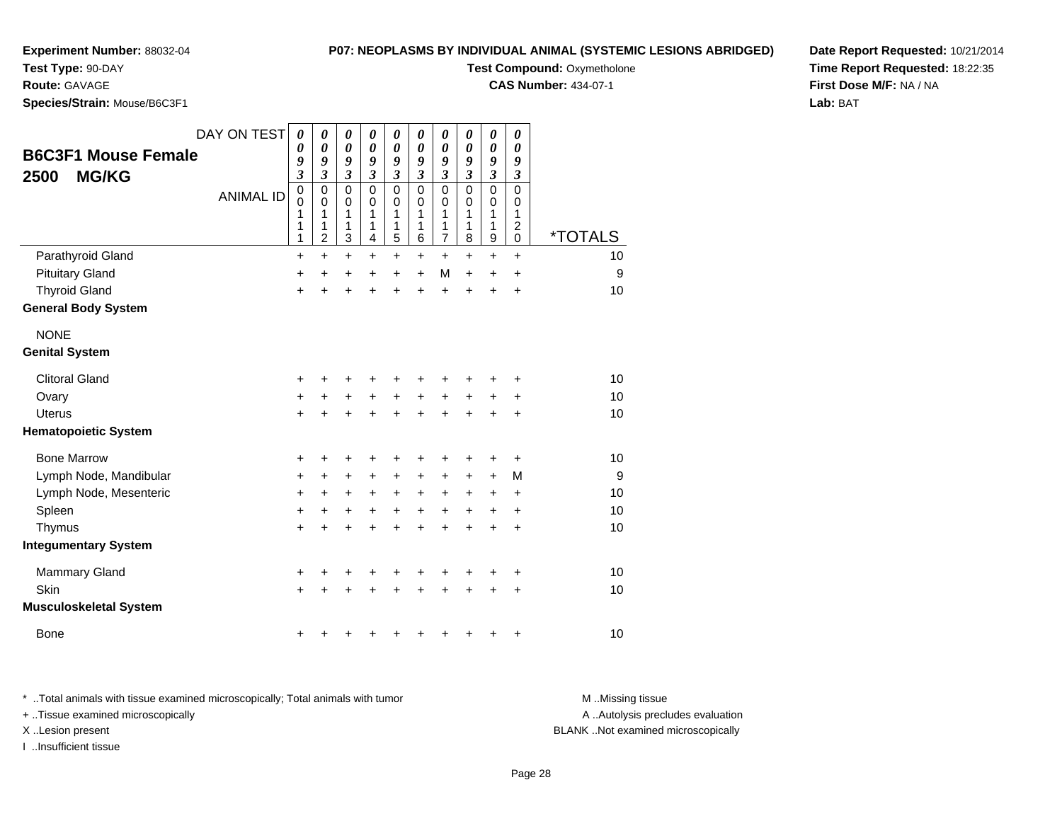**Experiment Number:** 88032-04
**Test Type:** 90-DAY
**Route:** GAVAGE
**Species/Strain:** Mouse/B6C3F1

**P07: NEOPLASMS BY INDIVIDUAL ANIMAL (SYSTEMIC LESIONS ABRIDGED)**
**Test Compound:** Oxymetholone
**CAS Number:** 434-07-1

**Date Report Requested:** 10/21/2014
**Time Report Requested:** 18:22:35
**First Dose M/F:** NA / NA
**Lab:** BAT

## B6C3F1 Mouse Female 2500 MG/KG

| DAY ON TEST | 0093 | 0093 | 0093 | 0093 | 0093 | 0093 | 0093 | 0093 | 0093 | 0093 | |
|---|---|---|---|---|---|---|---|---|---|---|---|
| ANIMAL ID | 00111 | 00112 | 00113 | 00114 | 00115 | 00116 | 00117 | 00118 | 00119 | 00120 | *TOTALS |
| Parathyroid Gland | + | + | + | + | + | + | + | + | + | + | 10 |
| Pituitary Gland | + | + | + | + | + | + | M | + | + | + | 9 |
| Thyroid Gland | + | + | + | + | + | + | + | + | + | + | 10 |
| **General Body System** | | | | | | | | | | | |
| NONE | | | | | | | | | | | |
| **Genital System** | | | | | | | | | | | |
| Clitoral Gland | + | + | + | + | + | + | + | + | + | + | 10 |
| Ovary | + | + | + | + | + | + | + | + | + | + | 10 |
| Uterus | + | + | + | + | + | + | + | + | + | + | 10 |
| **Hematopoietic System** | | | | | | | | | | | |
| Bone Marrow | + | + | + | + | + | + | + | + | + | + | 10 |
| Lymph Node, Mandibular | + | + | + | + | + | + | + | + | + | M | 9 |
| Lymph Node, Mesenteric | + | + | + | + | + | + | + | + | + | + | 10 |
| Spleen | + | + | + | + | + | + | + | + | + | + | 10 |
| Thymus | + | + | + | + | + | + | + | + | + | + | 10 |
| **Integumentary System** | | | | | | | | | | | |
| Mammary Gland | + | + | + | + | + | + | + | + | + | + | 10 |
| Skin | + | + | + | + | + | + | + | + | + | + | 10 |
| **Musculoskeletal System** | | | | | | | | | | | |
| Bone | + | + | + | + | + | + | + | + | + | + | 10 |

* ..Total animals with tissue examined microscopically; Total animals with tumor
+ ..Tissue examined microscopically
X ..Lesion present
I ..Insufficient tissue

M ..Missing tissue
A ..Autolysis precludes evaluation
BLANK ..Not examined microscopically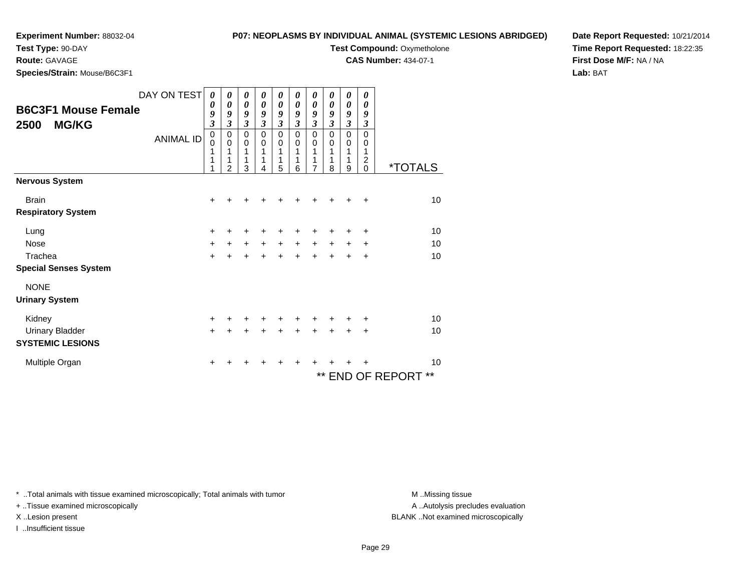**Experiment Number:** 88032-04
**Test Type:** 90-DAY
**Route:** GAVAGE
**Species/Strain:** Mouse/B6C3F1

**P07: NEOPLASMS BY INDIVIDUAL ANIMAL (SYSTEMIC LESIONS ABRIDGED)**
**Test Compound:** Oxymetholone
**CAS Number:** 434-07-1

**Date Report Requested:** 10/21/2014
**Time Report Requested:** 18:22:35
**First Dose M/F:** NA / NA
**Lab:** BAT

## B6C3F1 Mouse Female
## 2500 MG/KG

| DAY ON TEST | 0093 | 0093 | 0093 | 0093 | 0093 | 0093 | 0093 | 0093 | 0093 | 0093 | |
|---|---|---|---|---|---|---|---|---|---|---|---|
| ANIMAL ID | 00111 | 00112 | 00113 | 00114 | 00115 | 00116 | 00117 | 00118 | 00119 | 00120 | *TOTALS |
| **Nervous System** | | | | | | | | | | | |
| Brain | + | + | + | + | + | + | + | + | + | + | 10 |
| **Respiratory System** | | | | | | | | | | | |
| Lung | + | + | + | + | + | + | + | + | + | + | 10 |
| Nose | + | + | + | + | + | + | + | + | + | + | 10 |
| Trachea | + | + | + | + | + | + | + | + | + | + | 10 |
| **Special Senses System** | | | | | | | | | | | |
| NONE | | | | | | | | | | | |
| **Urinary System** | | | | | | | | | | | |
| Kidney | + | + | + | + | + | + | + | + | + | + | 10 |
| Urinary Bladder | + | + | + | + | + | + | + | + | + | + | 10 |
| **SYSTEMIC LESIONS** | | | | | | | | | | | |
| Multiple Organ | + | + | + | + | + | + | + | + | + | + | 10 |

** END OF REPORT **

* ..Total animals with tissue examined microscopically; Total animals with tumor
+ ..Tissue examined microscopically
X ..Lesion present
I ..Insufficient tissue

M ..Missing tissue
A ..Autolysis precludes evaluation
BLANK ..Not examined microscopically